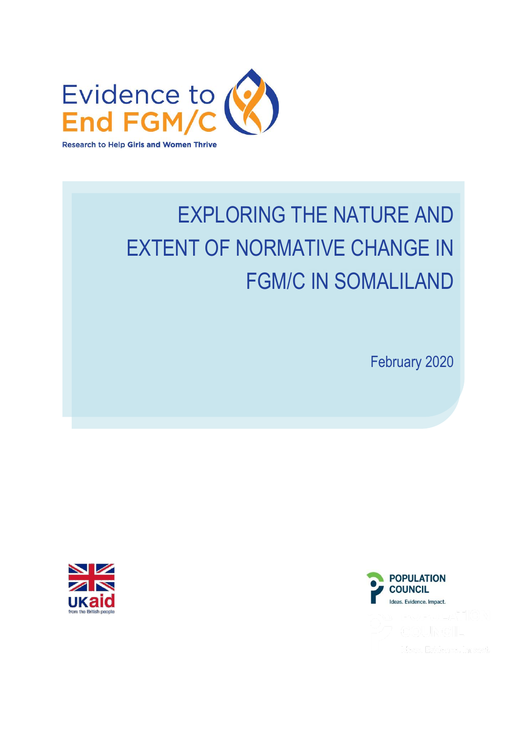Evidence to End FGM/C

Research to Help Girls and Women Thrive

# EXPLORING THE NATURE AND EXTENT OF NORMATIVE CHANGE IN FGM/C IN SOMALILAND

February 2020

UKaid from the British people

POPULATION COUNCIL
Ideas. Evidence. Impact.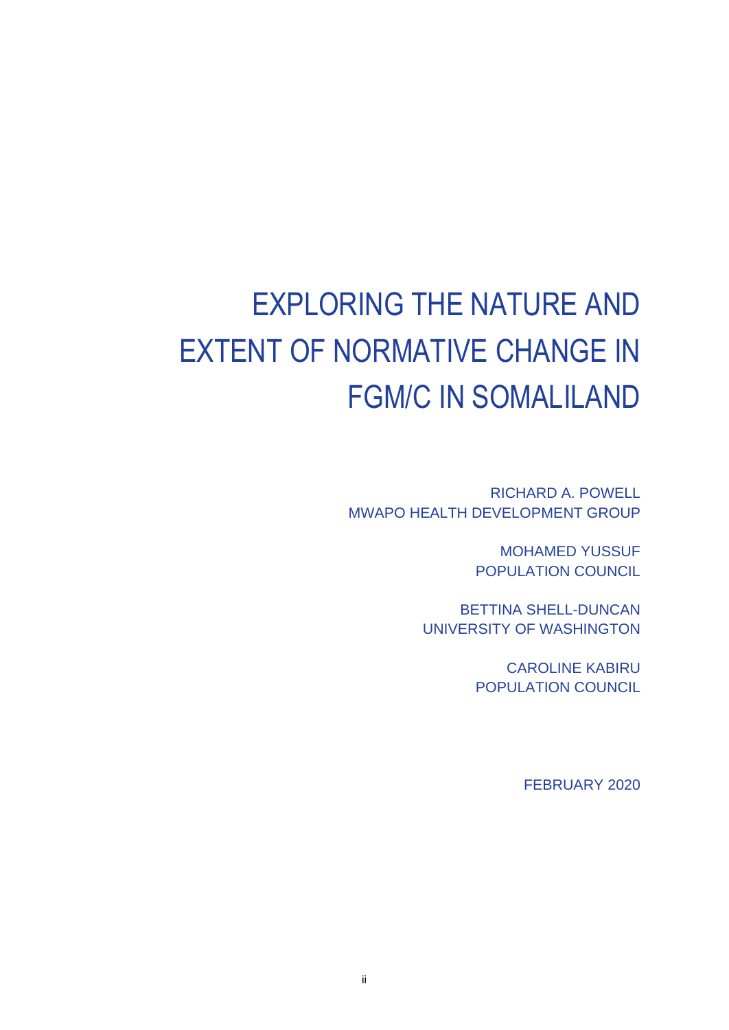# EXPLORING THE NATURE AND EXTENT OF NORMATIVE CHANGE IN FGM/C IN SOMALILAND

RICHARD A. POWELL
MWAPO HEALTH DEVELOPMENT GROUP

MOHAMED YUSSUF
POPULATION COUNCIL

BETTINA SHELL-DUNCAN
UNIVERSITY OF WASHINGTON

CAROLINE KABIRU
POPULATION COUNCIL

FEBRUARY 2020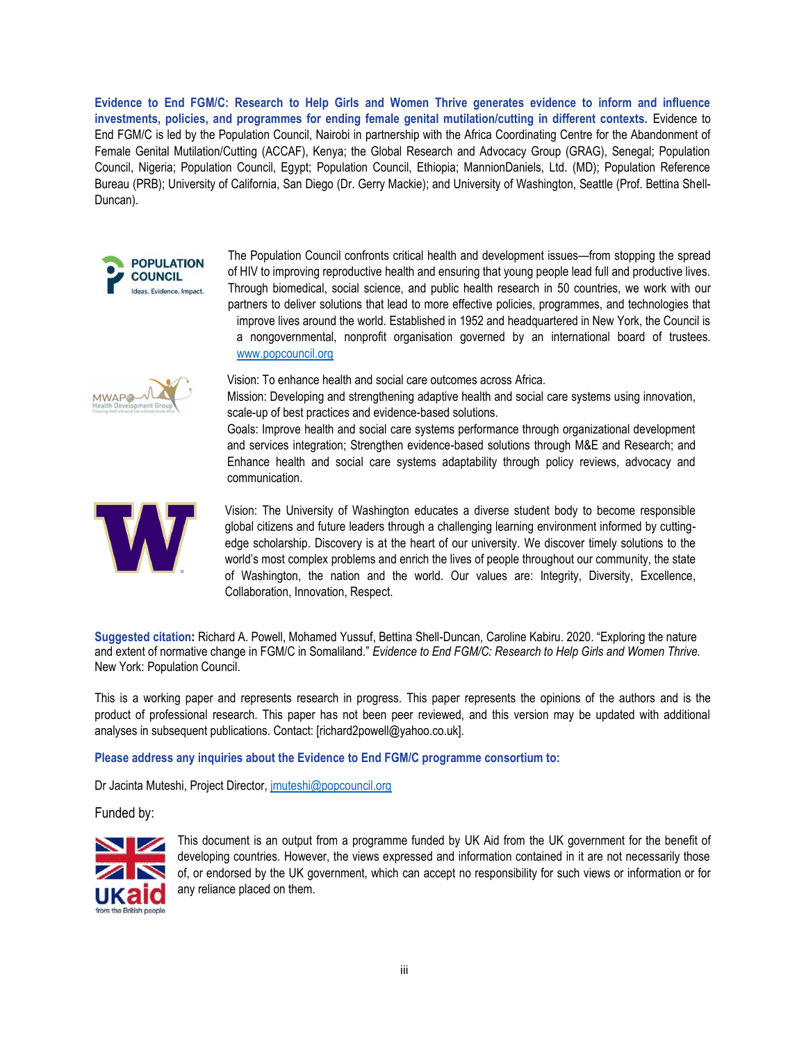**Evidence to End FGM/C: Research to Help Girls and Women Thrive generates evidence to inform and influence investments, policies, and programmes for ending female genital mutilation/cutting in different contexts.** Evidence to End FGM/C is led by the Population Council, Nairobi in partnership with the Africa Coordinating Centre for the Abandonment of Female Genital Mutilation/Cutting (ACCAF), Kenya; the Global Research and Advocacy Group (GRAG), Senegal; Population Council, Nigeria; Population Council, Egypt; Population Council, Ethiopia; MannionDaniels, Ltd. (MD); Population Reference Bureau (PRB); University of California, San Diego (Dr. Gerry Mackie); and University of Washington, Seattle (Prof. Bettina Shell-Duncan).

The Population Council confronts critical health and development issues—from stopping the spread of HIV to improving reproductive health and ensuring that young people lead full and productive lives. Through biomedical, social science, and public health research in 50 countries, we work with our partners to deliver solutions that lead to more effective policies, programmes, and technologies that improve lives around the world. Established in 1952 and headquartered in New York, the Council is a nongovernmental, nonprofit organisation governed by an international board of trustees. www.popcouncil.org

Vision: To enhance health and social care outcomes across Africa.
Mission: Developing and strengthening adaptive health and social care systems using innovation, scale-up of best practices and evidence-based solutions.
Goals: Improve health and social care systems performance through organizational development and services integration; Strengthen evidence-based solutions through M&E and Research; and Enhance health and social care systems adaptability through policy reviews, advocacy and communication.

Vision: The University of Washington educates a diverse student body to become responsible global citizens and future leaders through a challenging learning environment informed by cutting-edge scholarship. Discovery is at the heart of our university. We discover timely solutions to the world's most complex problems and enrich the lives of people throughout our community, the state of Washington, the nation and the world. Our values are: Integrity, Diversity, Excellence, Collaboration, Innovation, Respect.

**Suggested citation:** Richard A. Powell, Mohamed Yussuf, Bettina Shell-Duncan, Caroline Kabiru. 2020. "Exploring the nature and extent of normative change in FGM/C in Somaliland." *Evidence to End FGM/C: Research to Help Girls and Women Thrive.* New York: Population Council.

This is a working paper and represents research in progress. This paper represents the opinions of the authors and is the product of professional research. This paper has not been peer reviewed, and this version may be updated with additional analyses in subsequent publications. Contact: [richard2powell@yahoo.co.uk].

**Please address any inquiries about the Evidence to End FGM/C programme consortium to:**

Dr Jacinta Muteshi, Project Director, jmuteshi@popcouncil.org

Funded by:

This document is an output from a programme funded by UK Aid from the UK government for the benefit of developing countries. However, the views expressed and information contained in it are not necessarily those of, or endorsed by the UK government, which can accept no responsibility for such views or information or for any reliance placed on them.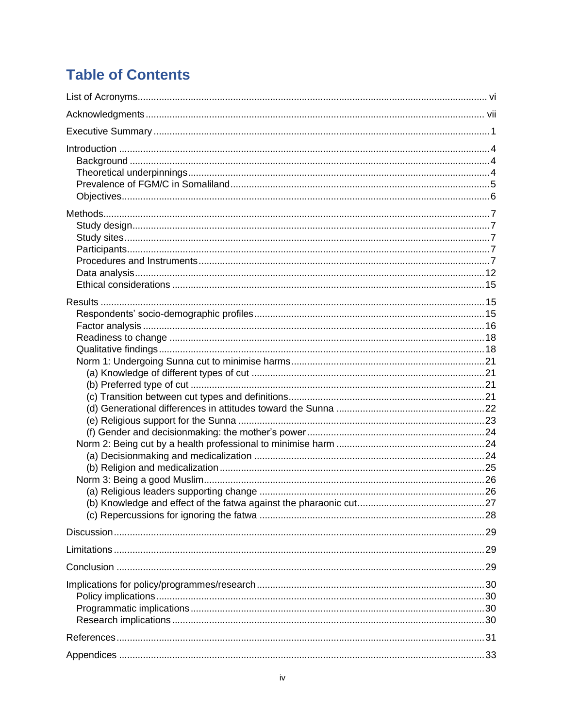# Table of Contents

- List of Acronyms .......... vi
- Acknowledgments .......... vii
- Executive Summary .......... 1
- Introduction .......... 4
  - Background .......... 4
  - Theoretical underpinnings .......... 4
  - Prevalence of FGM/C in Somaliland .......... 5
  - Objectives .......... 6
- Methods .......... 7
  - Study design .......... 7
  - Study sites .......... 7
  - Participants .......... 7
  - Procedures and Instruments .......... 7
  - Data analysis .......... 12
  - Ethical considerations .......... 15
- Results .......... 15
  - Respondents' socio-demographic profiles .......... 15
  - Factor analysis .......... 16
  - Readiness to change .......... 18
  - Qualitative findings .......... 18
  - Norm 1: Undergoing Sunna cut to minimise harms .......... 21
    - (a) Knowledge of different types of cut .......... 21
    - (b) Preferred type of cut .......... 21
    - (c) Transition between cut types and definitions .......... 21
    - (d) Generational differences in attitudes toward the Sunna .......... 22
    - (e) Religious support for the Sunna .......... 23
    - (f) Gender and decisionmaking: the mother's power .......... 24
  - Norm 2: Being cut by a health professional to minimise harm .......... 24
    - (a) Decisionmaking and medicalization .......... 24
    - (b) Religion and medicalization .......... 25
  - Norm 3: Being a good Muslim .......... 26
    - (a) Religious leaders supporting change .......... 26
    - (b) Knowledge and effect of the fatwa against the pharaonic cut .......... 27
    - (c) Repercussions for ignoring the fatwa .......... 28
- Discussion .......... 29
- Limitations .......... 29
- Conclusion .......... 29
- Implications for policy/programmes/research .......... 30
  - Policy implications .......... 30
  - Programmatic implications .......... 30
  - Research implications .......... 30
- References .......... 31
- Appendices .......... 33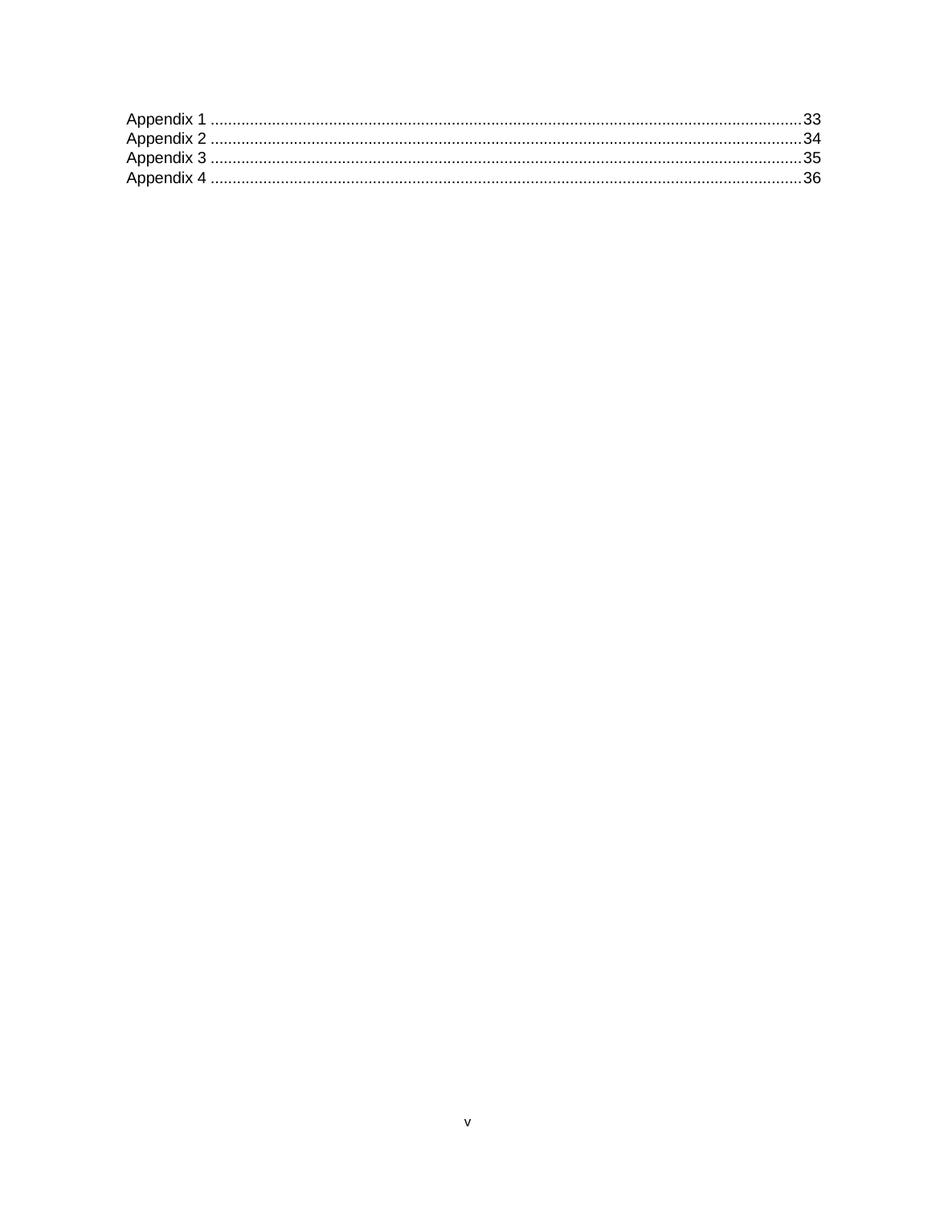Appendix 1 ....................................................................................................................................33
Appendix 2 ....................................................................................................................................34
Appendix 3 ....................................................................................................................................35
Appendix 4 ....................................................................................................................................36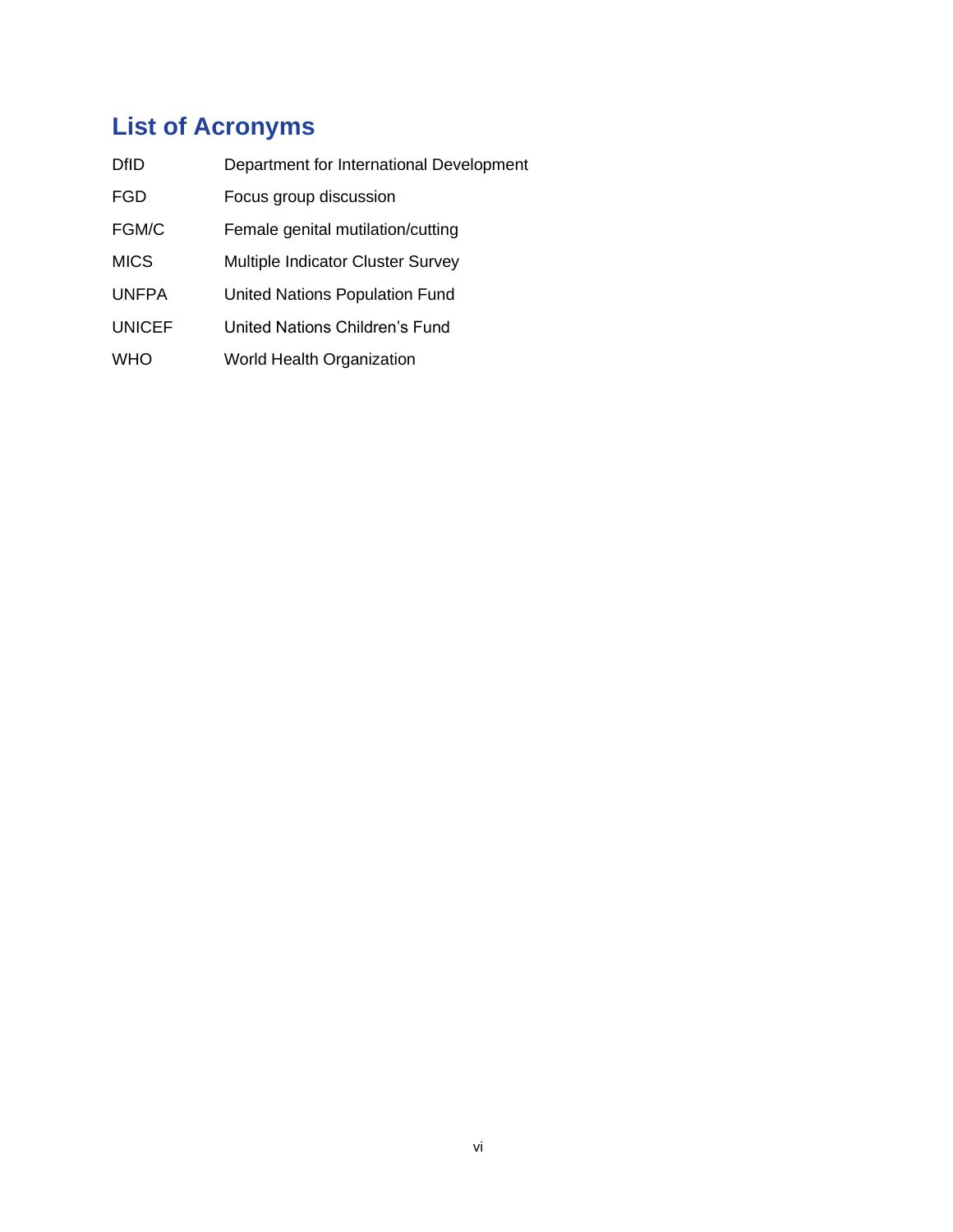## List of Acronyms

| | |
|---|---|
| DfID | Department for International Development |
| FGD | Focus group discussion |
| FGM/C | Female genital mutilation/cutting |
| MICS | Multiple Indicator Cluster Survey |
| UNFPA | United Nations Population Fund |
| UNICEF | United Nations Children's Fund |
| WHO | World Health Organization |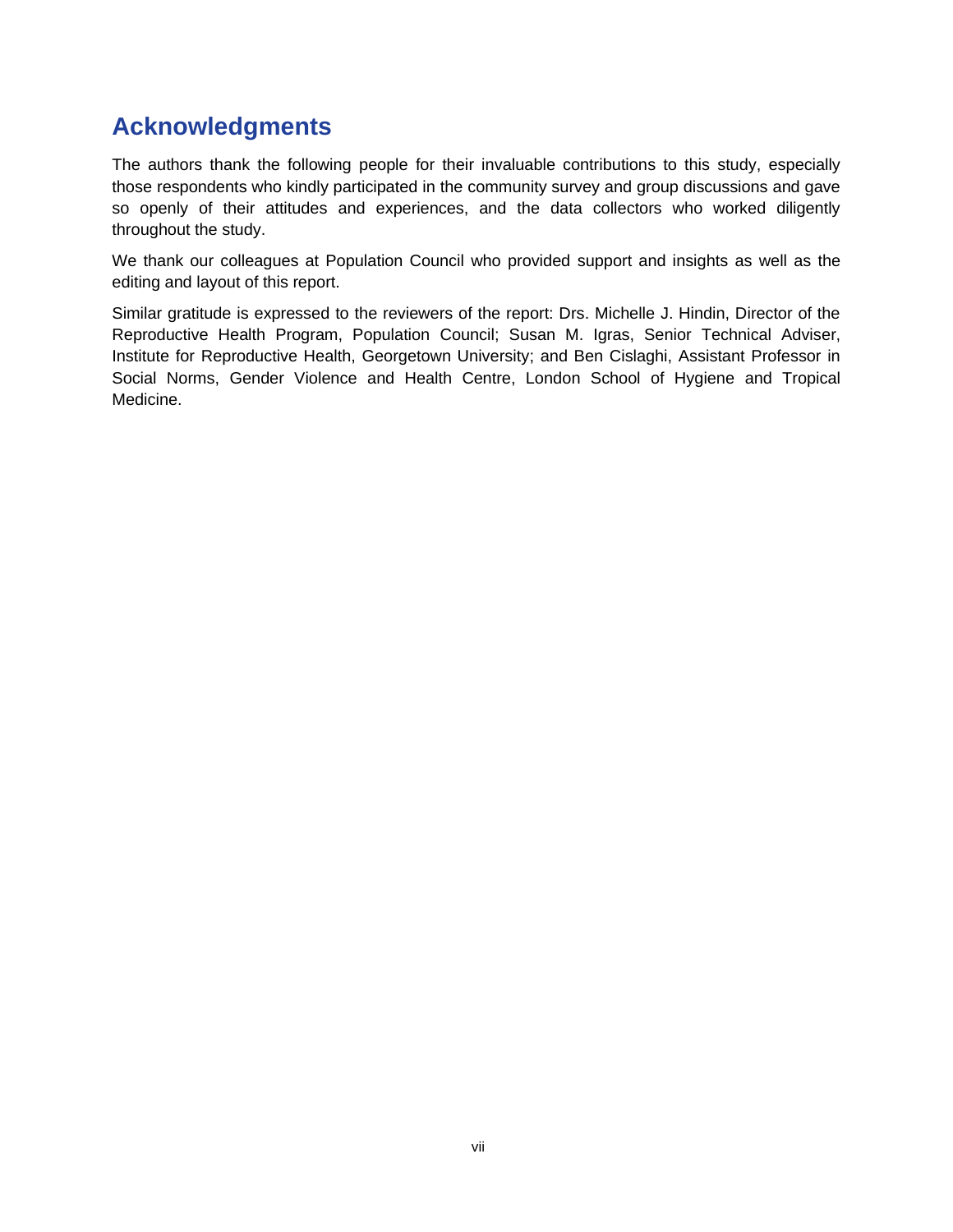# Acknowledgments

The authors thank the following people for their invaluable contributions to this study, especially those respondents who kindly participated in the community survey and group discussions and gave so openly of their attitudes and experiences, and the data collectors who worked diligently throughout the study.

We thank our colleagues at Population Council who provided support and insights as well as the editing and layout of this report.

Similar gratitude is expressed to the reviewers of the report: Drs. Michelle J. Hindin, Director of the Reproductive Health Program, Population Council; Susan M. Igras, Senior Technical Adviser, Institute for Reproductive Health, Georgetown University; and Ben Cislaghi, Assistant Professor in Social Norms, Gender Violence and Health Centre, London School of Hygiene and Tropical Medicine.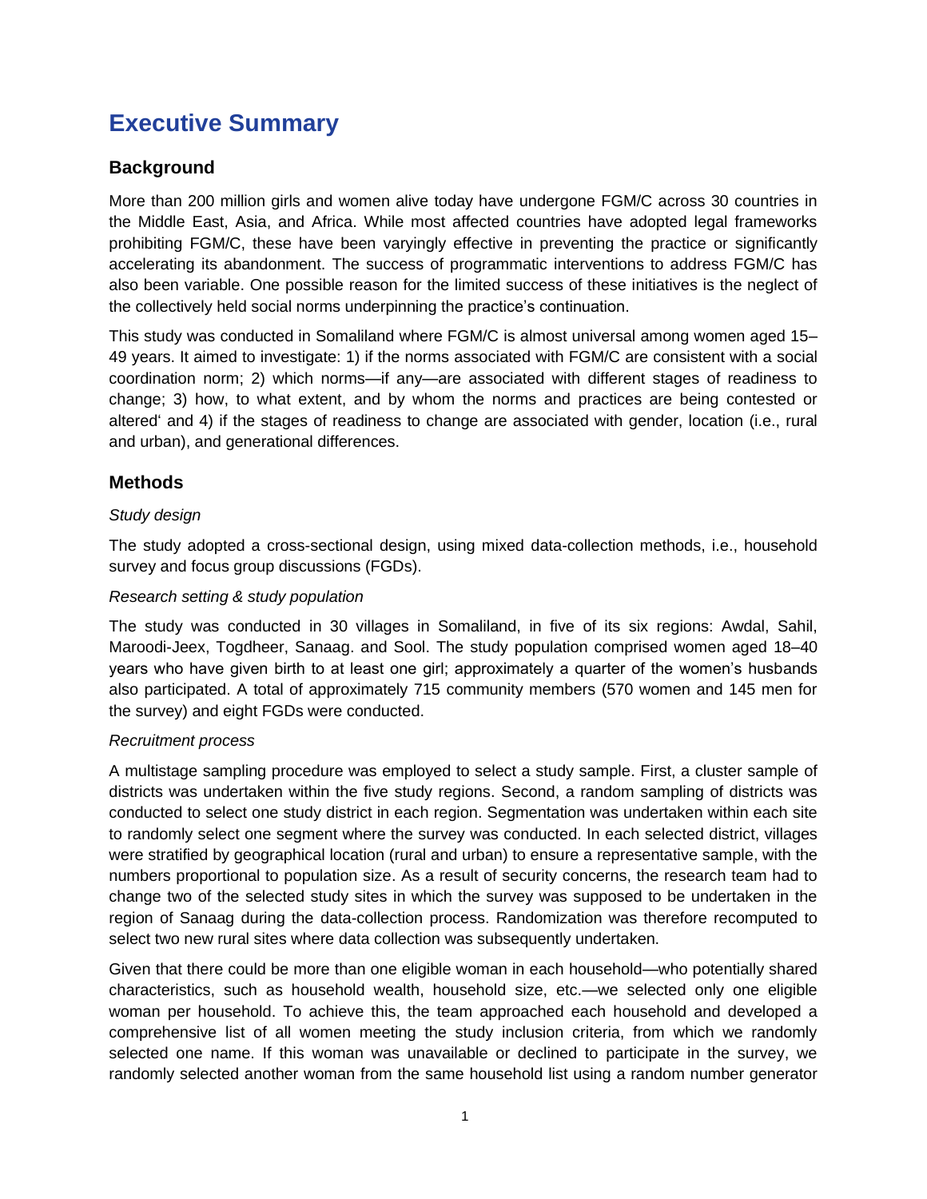# Executive Summary

## Background

More than 200 million girls and women alive today have undergone FGM/C across 30 countries in the Middle East, Asia, and Africa. While most affected countries have adopted legal frameworks prohibiting FGM/C, these have been varyingly effective in preventing the practice or significantly accelerating its abandonment. The success of programmatic interventions to address FGM/C has also been variable. One possible reason for the limited success of these initiatives is the neglect of the collectively held social norms underpinning the practice's continuation.

This study was conducted in Somaliland where FGM/C is almost universal among women aged 15–49 years. It aimed to investigate: 1) if the norms associated with FGM/C are consistent with a social coordination norm; 2) which norms—if any—are associated with different stages of readiness to change; 3) how, to what extent, and by whom the norms and practices are being contested or altered' and 4) if the stages of readiness to change are associated with gender, location (i.e., rural and urban), and generational differences.

## Methods

*Study design*

The study adopted a cross-sectional design, using mixed data-collection methods, i.e., household survey and focus group discussions (FGDs).

*Research setting & study population*

The study was conducted in 30 villages in Somaliland, in five of its six regions: Awdal, Sahil, Maroodi-Jeex, Togdheer, Sanaag. and Sool. The study population comprised women aged 18–40 years who have given birth to at least one girl; approximately a quarter of the women's husbands also participated. A total of approximately 715 community members (570 women and 145 men for the survey) and eight FGDs were conducted.

*Recruitment process*

A multistage sampling procedure was employed to select a study sample. First, a cluster sample of districts was undertaken within the five study regions. Second, a random sampling of districts was conducted to select one study district in each region. Segmentation was undertaken within each site to randomly select one segment where the survey was conducted. In each selected district, villages were stratified by geographical location (rural and urban) to ensure a representative sample, with the numbers proportional to population size. As a result of security concerns, the research team had to change two of the selected study sites in which the survey was supposed to be undertaken in the region of Sanaag during the data-collection process. Randomization was therefore recomputed to select two new rural sites where data collection was subsequently undertaken.

Given that there could be more than one eligible woman in each household—who potentially shared characteristics, such as household wealth, household size, etc.—we selected only one eligible woman per household. To achieve this, the team approached each household and developed a comprehensive list of all women meeting the study inclusion criteria, from which we randomly selected one name. If this woman was unavailable or declined to participate in the survey, we randomly selected another woman from the same household list using a random number generator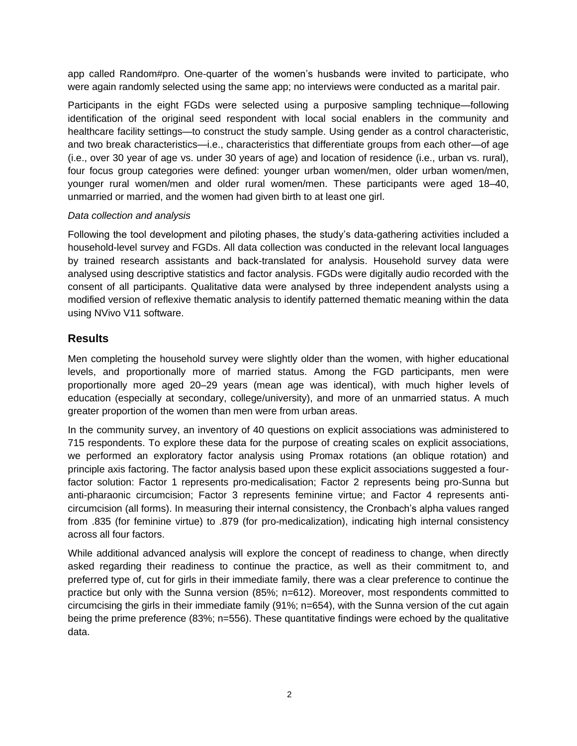app called Random#pro. One-quarter of the women's husbands were invited to participate, who were again randomly selected using the same app; no interviews were conducted as a marital pair.

Participants in the eight FGDs were selected using a purposive sampling technique—following identification of the original seed respondent with local social enablers in the community and healthcare facility settings—to construct the study sample. Using gender as a control characteristic, and two break characteristics—i.e., characteristics that differentiate groups from each other—of age (i.e., over 30 year of age vs. under 30 years of age) and location of residence (i.e., urban vs. rural), four focus group categories were defined: younger urban women/men, older urban women/men, younger rural women/men and older rural women/men. These participants were aged 18–40, unmarried or married, and the women had given birth to at least one girl.

*Data collection and analysis*

Following the tool development and piloting phases, the study's data-gathering activities included a household-level survey and FGDs. All data collection was conducted in the relevant local languages by trained research assistants and back-translated for analysis. Household survey data were analysed using descriptive statistics and factor analysis. FGDs were digitally audio recorded with the consent of all participants. Qualitative data were analysed by three independent analysts using a modified version of reflexive thematic analysis to identify patterned thematic meaning within the data using NVivo V11 software.

## Results

Men completing the household survey were slightly older than the women, with higher educational levels, and proportionally more of married status. Among the FGD participants, men were proportionally more aged 20–29 years (mean age was identical), with much higher levels of education (especially at secondary, college/university), and more of an unmarried status. A much greater proportion of the women than men were from urban areas.

In the community survey, an inventory of 40 questions on explicit associations was administered to 715 respondents. To explore these data for the purpose of creating scales on explicit associations, we performed an exploratory factor analysis using Promax rotations (an oblique rotation) and principle axis factoring. The factor analysis based upon these explicit associations suggested a four-factor solution: Factor 1 represents pro-medicalisation; Factor 2 represents being pro-Sunna but anti-pharaonic circumcision; Factor 3 represents feminine virtue; and Factor 4 represents anti-circumcision (all forms). In measuring their internal consistency, the Cronbach's alpha values ranged from .835 (for feminine virtue) to .879 (for pro-medicalization), indicating high internal consistency across all four factors.

While additional advanced analysis will explore the concept of readiness to change, when directly asked regarding their readiness to continue the practice, as well as their commitment to, and preferred type of, cut for girls in their immediate family, there was a clear preference to continue the practice but only with the Sunna version (85%; n=612). Moreover, most respondents committed to circumcising the girls in their immediate family (91%; n=654), with the Sunna version of the cut again being the prime preference (83%; n=556). These quantitative findings were echoed by the qualitative data.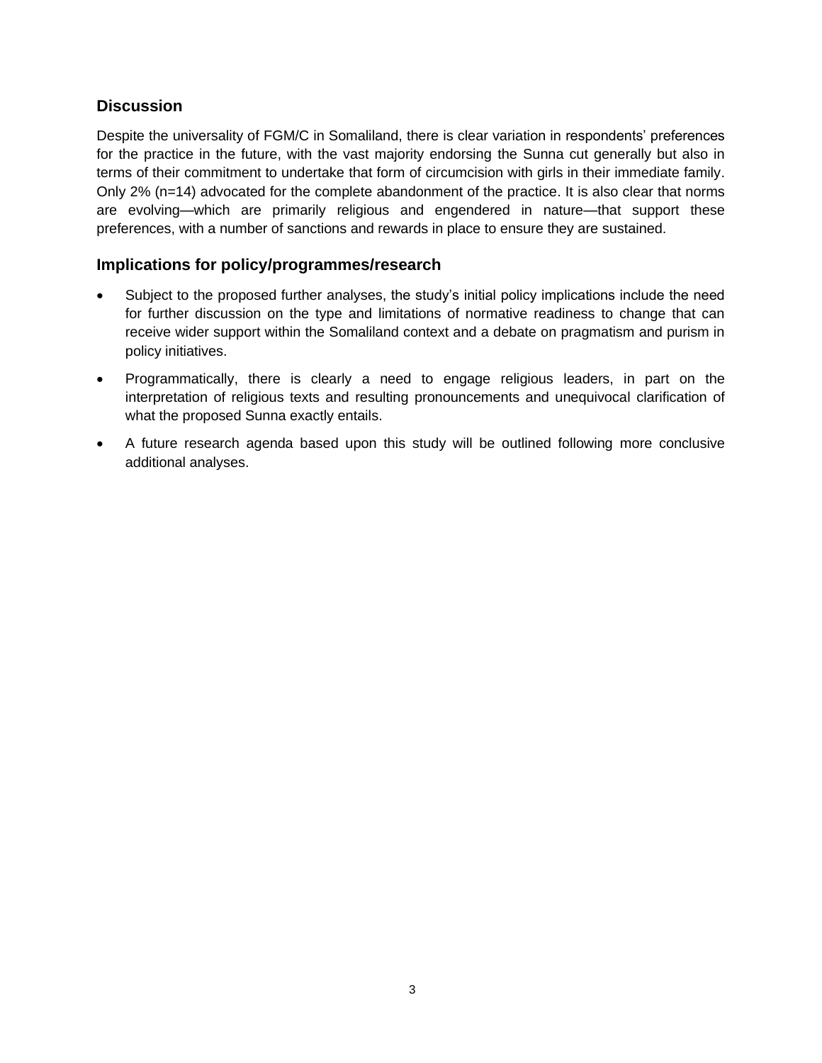## Discussion

Despite the universality of FGM/C in Somaliland, there is clear variation in respondents' preferences for the practice in the future, with the vast majority endorsing the Sunna cut generally but also in terms of their commitment to undertake that form of circumcision with girls in their immediate family. Only 2% (n=14) advocated for the complete abandonment of the practice. It is also clear that norms are evolving—which are primarily religious and engendered in nature—that support these preferences, with a number of sanctions and rewards in place to ensure they are sustained.

## Implications for policy/programmes/research

- Subject to the proposed further analyses, the study's initial policy implications include the need for further discussion on the type and limitations of normative readiness to change that can receive wider support within the Somaliland context and a debate on pragmatism and purism in policy initiatives.
- Programmatically, there is clearly a need to engage religious leaders, in part on the interpretation of religious texts and resulting pronouncements and unequivocal clarification of what the proposed Sunna exactly entails.
- A future research agenda based upon this study will be outlined following more conclusive additional analyses.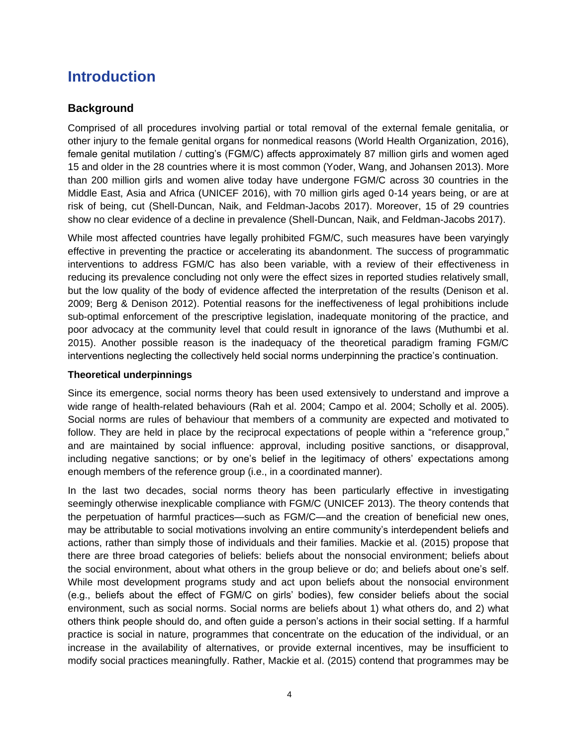# Introduction

## Background

Comprised of all procedures involving partial or total removal of the external female genitalia, or other injury to the female genital organs for nonmedical reasons (World Health Organization, 2016), female genital mutilation / cutting's (FGM/C) affects approximately 87 million girls and women aged 15 and older in the 28 countries where it is most common (Yoder, Wang, and Johansen 2013). More than 200 million girls and women alive today have undergone FGM/C across 30 countries in the Middle East, Asia and Africa (UNICEF 2016), with 70 million girls aged 0-14 years being, or are at risk of being, cut (Shell-Duncan, Naik, and Feldman-Jacobs 2017). Moreover, 15 of 29 countries show no clear evidence of a decline in prevalence (Shell-Duncan, Naik, and Feldman-Jacobs 2017).

While most affected countries have legally prohibited FGM/C, such measures have been varyingly effective in preventing the practice or accelerating its abandonment. The success of programmatic interventions to address FGM/C has also been variable, with a review of their effectiveness in reducing its prevalence concluding not only were the effect sizes in reported studies relatively small, but the low quality of the body of evidence affected the interpretation of the results (Denison et al. 2009; Berg & Denison 2012). Potential reasons for the ineffectiveness of legal prohibitions include sub-optimal enforcement of the prescriptive legislation, inadequate monitoring of the practice, and poor advocacy at the community level that could result in ignorance of the laws (Muthumbi et al. 2015). Another possible reason is the inadequacy of the theoretical paradigm framing FGM/C interventions neglecting the collectively held social norms underpinning the practice's continuation.

### Theoretical underpinnings

Since its emergence, social norms theory has been used extensively to understand and improve a wide range of health-related behaviours (Rah et al. 2004; Campo et al. 2004; Scholly et al. 2005). Social norms are rules of behaviour that members of a community are expected and motivated to follow. They are held in place by the reciprocal expectations of people within a "reference group," and are maintained by social influence: approval, including positive sanctions, or disapproval, including negative sanctions; or by one's belief in the legitimacy of others' expectations among enough members of the reference group (i.e., in a coordinated manner).

In the last two decades, social norms theory has been particularly effective in investigating seemingly otherwise inexplicable compliance with FGM/C (UNICEF 2013). The theory contends that the perpetuation of harmful practices—such as FGM/C—and the creation of beneficial new ones, may be attributable to social motivations involving an entire community's interdependent beliefs and actions, rather than simply those of individuals and their families. Mackie et al. (2015) propose that there are three broad categories of beliefs: beliefs about the nonsocial environment; beliefs about the social environment, about what others in the group believe or do; and beliefs about one's self. While most development programs study and act upon beliefs about the nonsocial environment (e.g., beliefs about the effect of FGM/C on girls' bodies), few consider beliefs about the social environment, such as social norms. Social norms are beliefs about 1) what others do, and 2) what others think people should do, and often guide a person's actions in their social setting. If a harmful practice is social in nature, programmes that concentrate on the education of the individual, or an increase in the availability of alternatives, or provide external incentives, may be insufficient to modify social practices meaningfully. Rather, Mackie et al. (2015) contend that programmes may be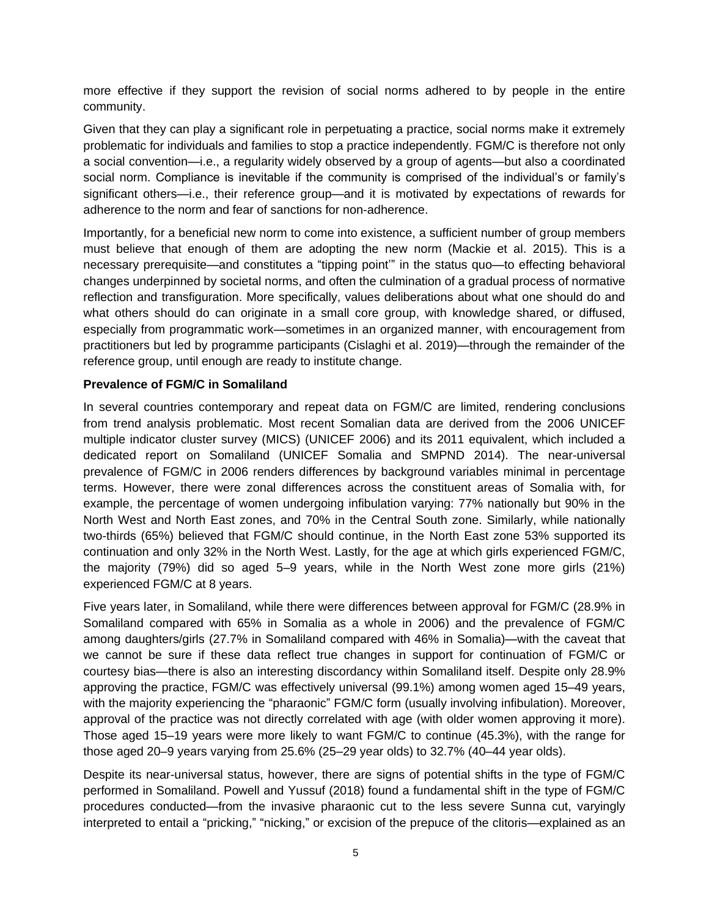more effective if they support the revision of social norms adhered to by people in the entire community.

Given that they can play a significant role in perpetuating a practice, social norms make it extremely problematic for individuals and families to stop a practice independently. FGM/C is therefore not only a social convention—i.e., a regularity widely observed by a group of agents—but also a coordinated social norm. Compliance is inevitable if the community is comprised of the individual's or family's significant others—i.e., their reference group—and it is motivated by expectations of rewards for adherence to the norm and fear of sanctions for non-adherence.

Importantly, for a beneficial new norm to come into existence, a sufficient number of group members must believe that enough of them are adopting the new norm (Mackie et al. 2015). This is a necessary prerequisite—and constitutes a "tipping point'" in the status quo—to effecting behavioral changes underpinned by societal norms, and often the culmination of a gradual process of normative reflection and transfiguration. More specifically, values deliberations about what one should do and what others should do can originate in a small core group, with knowledge shared, or diffused, especially from programmatic work—sometimes in an organized manner, with encouragement from practitioners but led by programme participants (Cislaghi et al. 2019)—through the remainder of the reference group, until enough are ready to institute change.

**Prevalence of FGM/C in Somaliland**

In several countries contemporary and repeat data on FGM/C are limited, rendering conclusions from trend analysis problematic. Most recent Somalian data are derived from the 2006 UNICEF multiple indicator cluster survey (MICS) (UNICEF 2006) and its 2011 equivalent, which included a dedicated report on Somaliland (UNICEF Somalia and SMPND 2014). The near-universal prevalence of FGM/C in 2006 renders differences by background variables minimal in percentage terms. However, there were zonal differences across the constituent areas of Somalia with, for example, the percentage of women undergoing infibulation varying: 77% nationally but 90% in the North West and North East zones, and 70% in the Central South zone. Similarly, while nationally two-thirds (65%) believed that FGM/C should continue, in the North East zone 53% supported its continuation and only 32% in the North West. Lastly, for the age at which girls experienced FGM/C, the majority (79%) did so aged 5–9 years, while in the North West zone more girls (21%) experienced FGM/C at 8 years.

Five years later, in Somaliland, while there were differences between approval for FGM/C (28.9% in Somaliland compared with 65% in Somalia as a whole in 2006) and the prevalence of FGM/C among daughters/girls (27.7% in Somaliland compared with 46% in Somalia)—with the caveat that we cannot be sure if these data reflect true changes in support for continuation of FGM/C or courtesy bias—there is also an interesting discordancy within Somaliland itself. Despite only 28.9% approving the practice, FGM/C was effectively universal (99.1%) among women aged 15–49 years, with the majority experiencing the "pharaonic" FGM/C form (usually involving infibulation). Moreover, approval of the practice was not directly correlated with age (with older women approving it more). Those aged 15–19 years were more likely to want FGM/C to continue (45.3%), with the range for those aged 20–9 years varying from 25.6% (25–29 year olds) to 32.7% (40–44 year olds).

Despite its near-universal status, however, there are signs of potential shifts in the type of FGM/C performed in Somaliland. Powell and Yussuf (2018) found a fundamental shift in the type of FGM/C procedures conducted—from the invasive pharaonic cut to the less severe Sunna cut, varyingly interpreted to entail a "pricking," "nicking," or excision of the prepuce of the clitoris—explained as an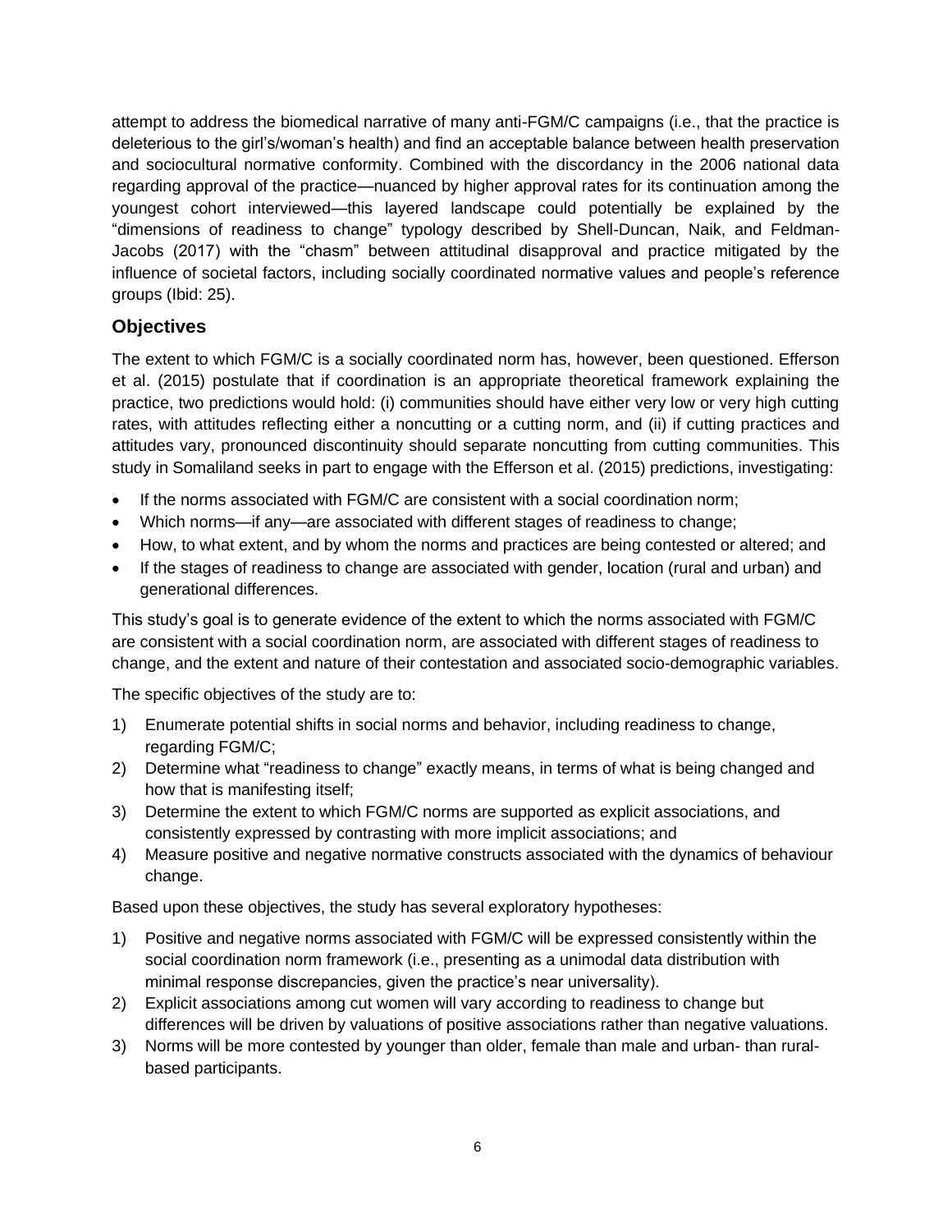attempt to address the biomedical narrative of many anti-FGM/C campaigns (i.e., that the practice is deleterious to the girl's/woman's health) and find an acceptable balance between health preservation and sociocultural normative conformity. Combined with the discordancy in the 2006 national data regarding approval of the practice—nuanced by higher approval rates for its continuation among the youngest cohort interviewed—this layered landscape could potentially be explained by the "dimensions of readiness to change" typology described by Shell-Duncan, Naik, and Feldman-Jacobs (2017) with the "chasm" between attitudinal disapproval and practice mitigated by the influence of societal factors, including socially coordinated normative values and people's reference groups (Ibid: 25).

## Objectives

The extent to which FGM/C is a socially coordinated norm has, however, been questioned. Efferson et al. (2015) postulate that if coordination is an appropriate theoretical framework explaining the practice, two predictions would hold: (i) communities should have either very low or very high cutting rates, with attitudes reflecting either a noncutting or a cutting norm, and (ii) if cutting practices and attitudes vary, pronounced discontinuity should separate noncutting from cutting communities. This study in Somaliland seeks in part to engage with the Efferson et al. (2015) predictions, investigating:

- If the norms associated with FGM/C are consistent with a social coordination norm;
- Which norms—if any—are associated with different stages of readiness to change;
- How, to what extent, and by whom the norms and practices are being contested or altered; and
- If the stages of readiness to change are associated with gender, location (rural and urban) and generational differences.

This study's goal is to generate evidence of the extent to which the norms associated with FGM/C are consistent with a social coordination norm, are associated with different stages of readiness to change, and the extent and nature of their contestation and associated socio-demographic variables.

The specific objectives of the study are to:

1) Enumerate potential shifts in social norms and behavior, including readiness to change, regarding FGM/C;
2) Determine what "readiness to change" exactly means, in terms of what is being changed and how that is manifesting itself;
3) Determine the extent to which FGM/C norms are supported as explicit associations, and consistently expressed by contrasting with more implicit associations; and
4) Measure positive and negative normative constructs associated with the dynamics of behaviour change.

Based upon these objectives, the study has several exploratory hypotheses:

1) Positive and negative norms associated with FGM/C will be expressed consistently within the social coordination norm framework (i.e., presenting as a unimodal data distribution with minimal response discrepancies, given the practice's near universality).
2) Explicit associations among cut women will vary according to readiness to change but differences will be driven by valuations of positive associations rather than negative valuations.
3) Norms will be more contested by younger than older, female than male and urban- than rural-based participants.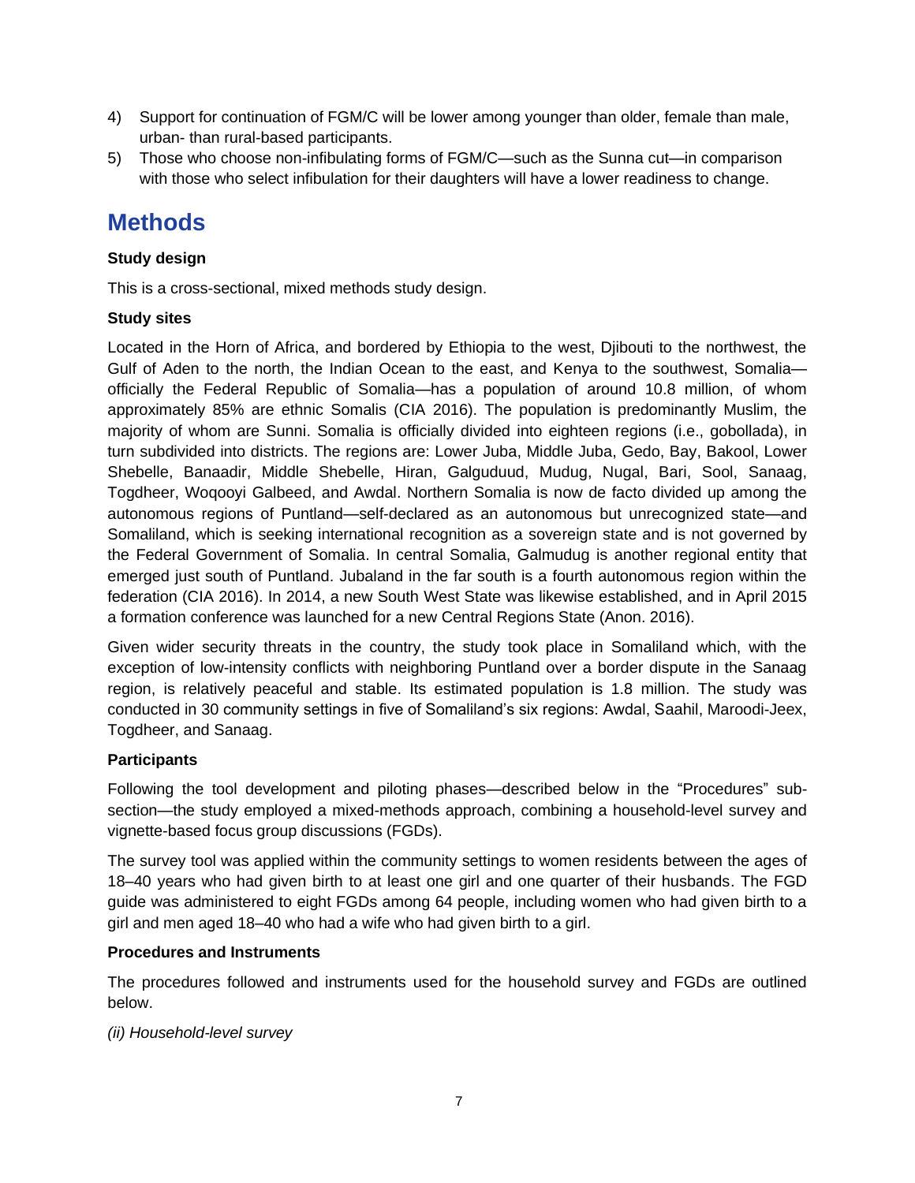4) Support for continuation of FGM/C will be lower among younger than older, female than male, urban- than rural-based participants.
5) Those who choose non-infibulating forms of FGM/C—such as the Sunna cut—in comparison with those who select infibulation for their daughters will have a lower readiness to change.

# Methods

**Study design**

This is a cross-sectional, mixed methods study design.

**Study sites**

Located in the Horn of Africa, and bordered by Ethiopia to the west, Djibouti to the northwest, the Gulf of Aden to the north, the Indian Ocean to the east, and Kenya to the southwest, Somalia—officially the Federal Republic of Somalia—has a population of around 10.8 million, of whom approximately 85% are ethnic Somalis (CIA 2016). The population is predominantly Muslim, the majority of whom are Sunni. Somalia is officially divided into eighteen regions (i.e., gobollada), in turn subdivided into districts. The regions are: Lower Juba, Middle Juba, Gedo, Bay, Bakool, Lower Shebelle, Banaadir, Middle Shebelle, Hiran, Galguduud, Mudug, Nugal, Bari, Sool, Sanaag, Togdheer, Woqooyi Galbeed, and Awdal. Northern Somalia is now de facto divided up among the autonomous regions of Puntland—self-declared as an autonomous but unrecognized state—and Somaliland, which is seeking international recognition as a sovereign state and is not governed by the Federal Government of Somalia. In central Somalia, Galmudug is another regional entity that emerged just south of Puntland. Jubaland in the far south is a fourth autonomous region within the federation (CIA 2016). In 2014, a new South West State was likewise established, and in April 2015 a formation conference was launched for a new Central Regions State (Anon. 2016).

Given wider security threats in the country, the study took place in Somaliland which, with the exception of low-intensity conflicts with neighboring Puntland over a border dispute in the Sanaag region, is relatively peaceful and stable. Its estimated population is 1.8 million. The study was conducted in 30 community settings in five of Somaliland's six regions: Awdal, Saahil, Maroodi-Jeex, Togdheer, and Sanaag.

**Participants**

Following the tool development and piloting phases—described below in the "Procedures" sub-section—the study employed a mixed-methods approach, combining a household-level survey and vignette-based focus group discussions (FGDs).

The survey tool was applied within the community settings to women residents between the ages of 18–40 years who had given birth to at least one girl and one quarter of their husbands. The FGD guide was administered to eight FGDs among 64 people, including women who had given birth to a girl and men aged 18–40 who had a wife who had given birth to a girl.

**Procedures and Instruments**

The procedures followed and instruments used for the household survey and FGDs are outlined below.

*(ii) Household-level survey*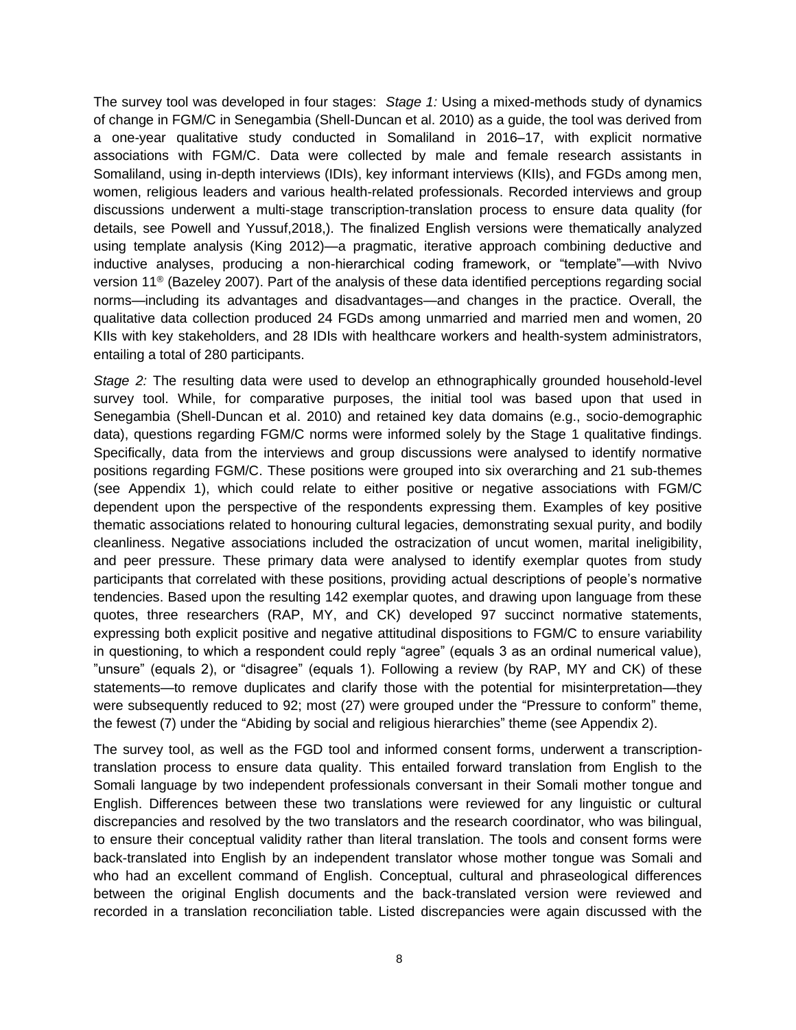The survey tool was developed in four stages: *Stage 1:* Using a mixed-methods study of dynamics of change in FGM/C in Senegambia (Shell-Duncan et al. 2010) as a guide, the tool was derived from a one-year qualitative study conducted in Somaliland in 2016–17, with explicit normative associations with FGM/C. Data were collected by male and female research assistants in Somaliland, using in-depth interviews (IDIs), key informant interviews (KIIs), and FGDs among men, women, religious leaders and various health-related professionals. Recorded interviews and group discussions underwent a multi-stage transcription-translation process to ensure data quality (for details, see Powell and Yussuf,2018,). The finalized English versions were thematically analyzed using template analysis (King 2012)—a pragmatic, iterative approach combining deductive and inductive analyses, producing a non-hierarchical coding framework, or "template"—with Nvivo version 11® (Bazeley 2007). Part of the analysis of these data identified perceptions regarding social norms—including its advantages and disadvantages—and changes in the practice. Overall, the qualitative data collection produced 24 FGDs among unmarried and married men and women, 20 KIIs with key stakeholders, and 28 IDIs with healthcare workers and health-system administrators, entailing a total of 280 participants.

*Stage 2:* The resulting data were used to develop an ethnographically grounded household-level survey tool. While, for comparative purposes, the initial tool was based upon that used in Senegambia (Shell-Duncan et al. 2010) and retained key data domains (e.g., socio-demographic data), questions regarding FGM/C norms were informed solely by the Stage 1 qualitative findings. Specifically, data from the interviews and group discussions were analysed to identify normative positions regarding FGM/C. These positions were grouped into six overarching and 21 sub-themes (see Appendix 1), which could relate to either positive or negative associations with FGM/C dependent upon the perspective of the respondents expressing them. Examples of key positive thematic associations related to honouring cultural legacies, demonstrating sexual purity, and bodily cleanliness. Negative associations included the ostracization of uncut women, marital ineligibility, and peer pressure. These primary data were analysed to identify exemplar quotes from study participants that correlated with these positions, providing actual descriptions of people's normative tendencies. Based upon the resulting 142 exemplar quotes, and drawing upon language from these quotes, three researchers (RAP, MY, and CK) developed 97 succinct normative statements, expressing both explicit positive and negative attitudinal dispositions to FGM/C to ensure variability in questioning, to which a respondent could reply "agree" (equals 3 as an ordinal numerical value), "unsure" (equals 2), or "disagree" (equals 1). Following a review (by RAP, MY and CK) of these statements—to remove duplicates and clarify those with the potential for misinterpretation—they were subsequently reduced to 92; most (27) were grouped under the "Pressure to conform" theme, the fewest (7) under the "Abiding by social and religious hierarchies" theme (see Appendix 2).

The survey tool, as well as the FGD tool and informed consent forms, underwent a transcription-translation process to ensure data quality. This entailed forward translation from English to the Somali language by two independent professionals conversant in their Somali mother tongue and English. Differences between these two translations were reviewed for any linguistic or cultural discrepancies and resolved by the two translators and the research coordinator, who was bilingual, to ensure their conceptual validity rather than literal translation. The tools and consent forms were back-translated into English by an independent translator whose mother tongue was Somali and who had an excellent command of English. Conceptual, cultural and phraseological differences between the original English documents and the back-translated version were reviewed and recorded in a translation reconciliation table. Listed discrepancies were again discussed with the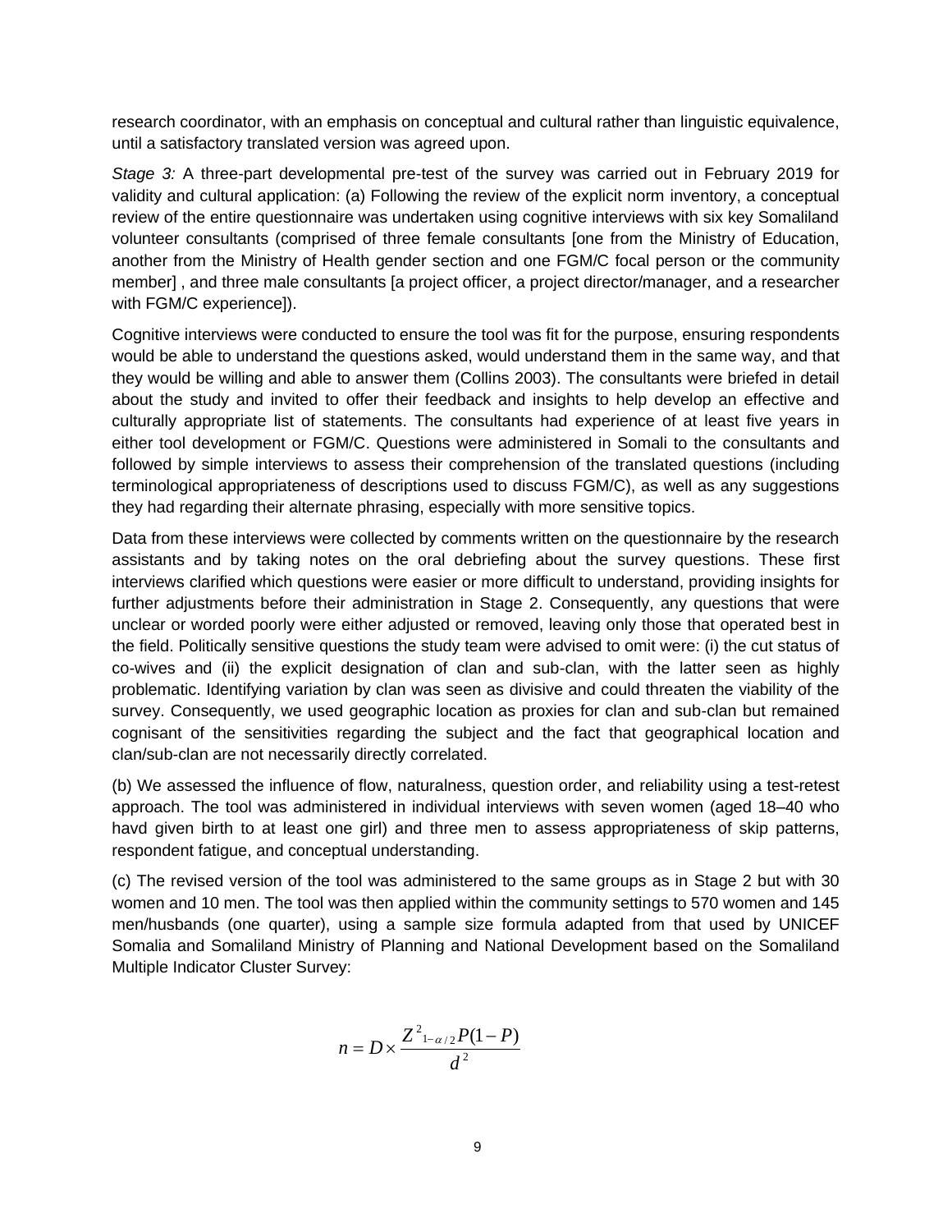research coordinator, with an emphasis on conceptual and cultural rather than linguistic equivalence, until a satisfactory translated version was agreed upon.

*Stage 3:* A three-part developmental pre-test of the survey was carried out in February 2019 for validity and cultural application: (a) Following the review of the explicit norm inventory, a conceptual review of the entire questionnaire was undertaken using cognitive interviews with six key Somaliland volunteer consultants (comprised of three female consultants [one from the Ministry of Education, another from the Ministry of Health gender section and one FGM/C focal person or the community member] , and three male consultants [a project officer, a project director/manager, and a researcher with FGM/C experience]).

Cognitive interviews were conducted to ensure the tool was fit for the purpose, ensuring respondents would be able to understand the questions asked, would understand them in the same way, and that they would be willing and able to answer them (Collins 2003). The consultants were briefed in detail about the study and invited to offer their feedback and insights to help develop an effective and culturally appropriate list of statements. The consultants had experience of at least five years in either tool development or FGM/C. Questions were administered in Somali to the consultants and followed by simple interviews to assess their comprehension of the translated questions (including terminological appropriateness of descriptions used to discuss FGM/C), as well as any suggestions they had regarding their alternate phrasing, especially with more sensitive topics.

Data from these interviews were collected by comments written on the questionnaire by the research assistants and by taking notes on the oral debriefing about the survey questions. These first interviews clarified which questions were easier or more difficult to understand, providing insights for further adjustments before their administration in Stage 2. Consequently, any questions that were unclear or worded poorly were either adjusted or removed, leaving only those that operated best in the field. Politically sensitive questions the study team were advised to omit were: (i) the cut status of co-wives and (ii) the explicit designation of clan and sub-clan, with the latter seen as highly problematic. Identifying variation by clan was seen as divisive and could threaten the viability of the survey. Consequently, we used geographic location as proxies for clan and sub-clan but remained cognisant of the sensitivities regarding the subject and the fact that geographical location and clan/sub-clan are not necessarily directly correlated.

(b) We assessed the influence of flow, naturalness, question order, and reliability using a test-retest approach. The tool was administered in individual interviews with seven women (aged 18–40 who havd given birth to at least one girl) and three men to assess appropriateness of skip patterns, respondent fatigue, and conceptual understanding.

(c) The revised version of the tool was administered to the same groups as in Stage 2 but with 30 women and 10 men. The tool was then applied within the community settings to 570 women and 145 men/husbands (one quarter), using a sample size formula adapted from that used by UNICEF Somalia and Somaliland Ministry of Planning and National Development based on the Somaliland Multiple Indicator Cluster Survey:

$$n = D \times \frac{Z^2_{1-\alpha/2} P(1-P)}{d^2}$$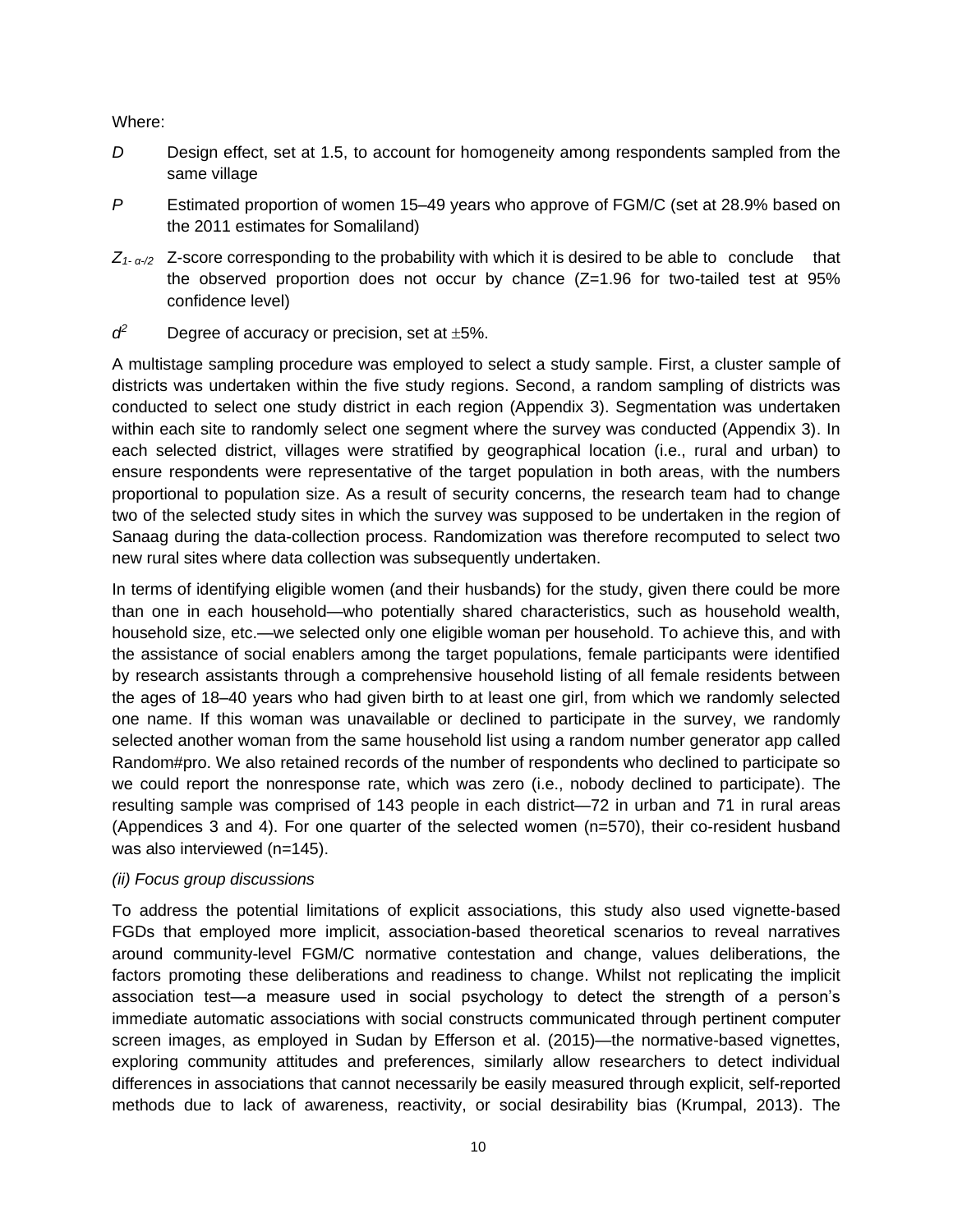Where:

$D$ Design effect, set at 1.5, to account for homogeneity among respondents sampled from the same village

$P$ Estimated proportion of women 15–49 years who approve of FGM/C (set at 28.9% based on the 2011 estimates for Somaliland)

$Z_{1-\alpha/2}$ Z-score corresponding to the probability with which it is desired to be able to conclude that the observed proportion does not occur by chance (Z=1.96 for two-tailed test at 95% confidence level)

$d^2$ Degree of accuracy or precision, set at ±5%.

A multistage sampling procedure was employed to select a study sample. First, a cluster sample of districts was undertaken within the five study regions. Second, a random sampling of districts was conducted to select one study district in each region (Appendix 3). Segmentation was undertaken within each site to randomly select one segment where the survey was conducted (Appendix 3). In each selected district, villages were stratified by geographical location (i.e., rural and urban) to ensure respondents were representative of the target population in both areas, with the numbers proportional to population size. As a result of security concerns, the research team had to change two of the selected study sites in which the survey was supposed to be undertaken in the region of Sanaag during the data-collection process. Randomization was therefore recomputed to select two new rural sites where data collection was subsequently undertaken.

In terms of identifying eligible women (and their husbands) for the study, given there could be more than one in each household—who potentially shared characteristics, such as household wealth, household size, etc.—we selected only one eligible woman per household. To achieve this, and with the assistance of social enablers among the target populations, female participants were identified by research assistants through a comprehensive household listing of all female residents between the ages of 18–40 years who had given birth to at least one girl, from which we randomly selected one name. If this woman was unavailable or declined to participate in the survey, we randomly selected another woman from the same household list using a random number generator app called Random#pro. We also retained records of the number of respondents who declined to participate so we could report the nonresponse rate, which was zero (i.e., nobody declined to participate). The resulting sample was comprised of 143 people in each district—72 in urban and 71 in rural areas (Appendices 3 and 4). For one quarter of the selected women (n=570), their co-resident husband was also interviewed (n=145).

*(ii) Focus group discussions*

To address the potential limitations of explicit associations, this study also used vignette-based FGDs that employed more implicit, association-based theoretical scenarios to reveal narratives around community-level FGM/C normative contestation and change, values deliberations, the factors promoting these deliberations and readiness to change. Whilst not replicating the implicit association test—a measure used in social psychology to detect the strength of a person's immediate automatic associations with social constructs communicated through pertinent computer screen images, as employed in Sudan by Efferson et al. (2015)—the normative-based vignettes, exploring community attitudes and preferences, similarly allow researchers to detect individual differences in associations that cannot necessarily be easily measured through explicit, self-reported methods due to lack of awareness, reactivity, or social desirability bias (Krumpal, 2013). The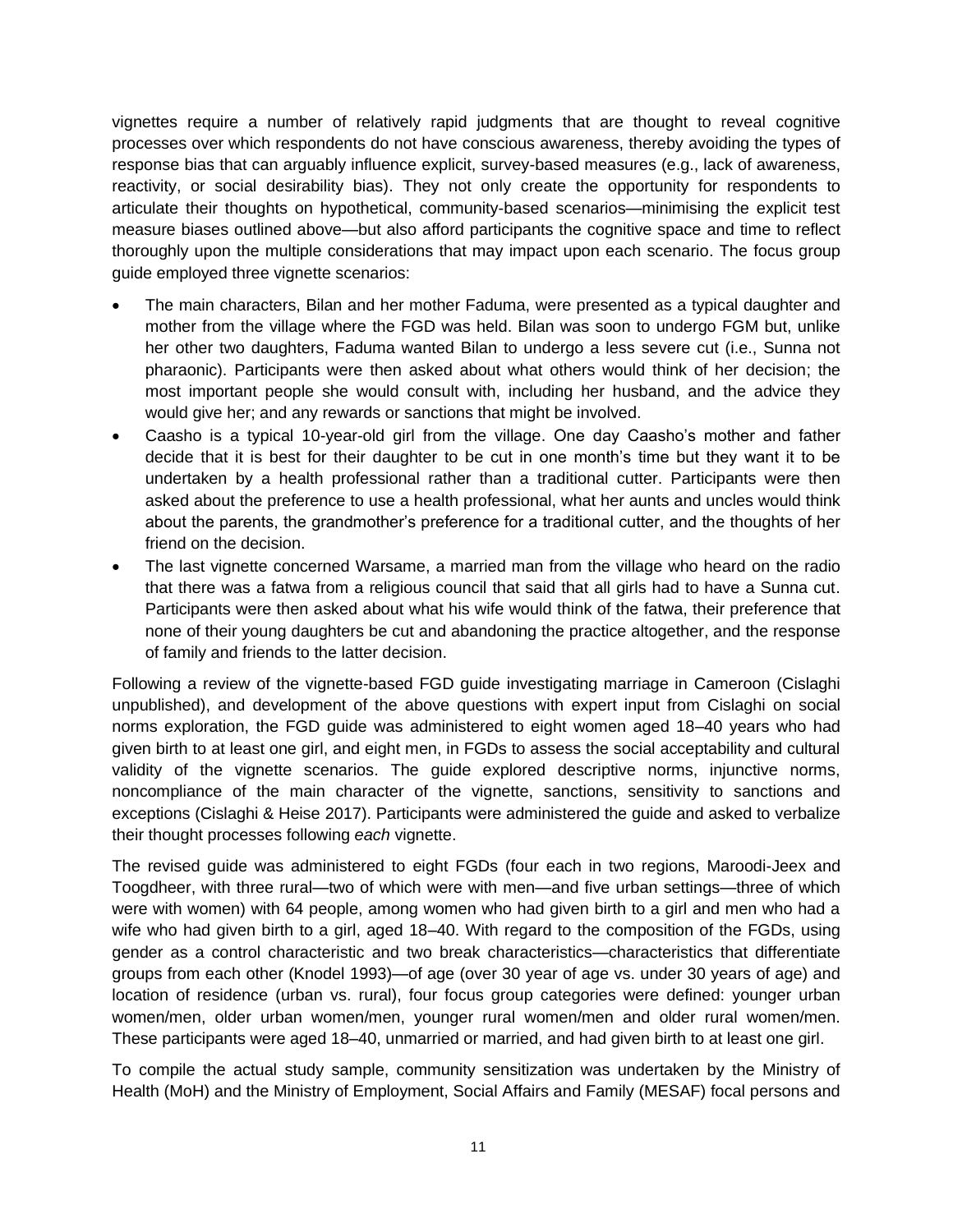vignettes require a number of relatively rapid judgments that are thought to reveal cognitive processes over which respondents do not have conscious awareness, thereby avoiding the types of response bias that can arguably influence explicit, survey-based measures (e.g., lack of awareness, reactivity, or social desirability bias). They not only create the opportunity for respondents to articulate their thoughts on hypothetical, community-based scenarios—minimising the explicit test measure biases outlined above—but also afford participants the cognitive space and time to reflect thoroughly upon the multiple considerations that may impact upon each scenario. The focus group guide employed three vignette scenarios:

- The main characters, Bilan and her mother Faduma, were presented as a typical daughter and mother from the village where the FGD was held. Bilan was soon to undergo FGM but, unlike her other two daughters, Faduma wanted Bilan to undergo a less severe cut (i.e., Sunna not pharaonic). Participants were then asked about what others would think of her decision; the most important people she would consult with, including her husband, and the advice they would give her; and any rewards or sanctions that might be involved.
- Caasho is a typical 10-year-old girl from the village. One day Caasho's mother and father decide that it is best for their daughter to be cut in one month's time but they want it to be undertaken by a health professional rather than a traditional cutter. Participants were then asked about the preference to use a health professional, what her aunts and uncles would think about the parents, the grandmother's preference for a traditional cutter, and the thoughts of her friend on the decision.
- The last vignette concerned Warsame, a married man from the village who heard on the radio that there was a fatwa from a religious council that said that all girls had to have a Sunna cut. Participants were then asked about what his wife would think of the fatwa, their preference that none of their young daughters be cut and abandoning the practice altogether, and the response of family and friends to the latter decision.

Following a review of the vignette-based FGD guide investigating marriage in Cameroon (Cislaghi unpublished), and development of the above questions with expert input from Cislaghi on social norms exploration, the FGD guide was administered to eight women aged 18–40 years who had given birth to at least one girl, and eight men, in FGDs to assess the social acceptability and cultural validity of the vignette scenarios. The guide explored descriptive norms, injunctive norms, noncompliance of the main character of the vignette, sanctions, sensitivity to sanctions and exceptions (Cislaghi & Heise 2017). Participants were administered the guide and asked to verbalize their thought processes following *each* vignette.

The revised guide was administered to eight FGDs (four each in two regions, Maroodi-Jeex and Toogdheer, with three rural—two of which were with men—and five urban settings—three of which were with women) with 64 people, among women who had given birth to a girl and men who had a wife who had given birth to a girl, aged 18–40. With regard to the composition of the FGDs, using gender as a control characteristic and two break characteristics—characteristics that differentiate groups from each other (Knodel 1993)—of age (over 30 year of age vs. under 30 years of age) and location of residence (urban vs. rural), four focus group categories were defined: younger urban women/men, older urban women/men, younger rural women/men and older rural women/men. These participants were aged 18–40, unmarried or married, and had given birth to at least one girl.

To compile the actual study sample, community sensitization was undertaken by the Ministry of Health (MoH) and the Ministry of Employment, Social Affairs and Family (MESAF) focal persons and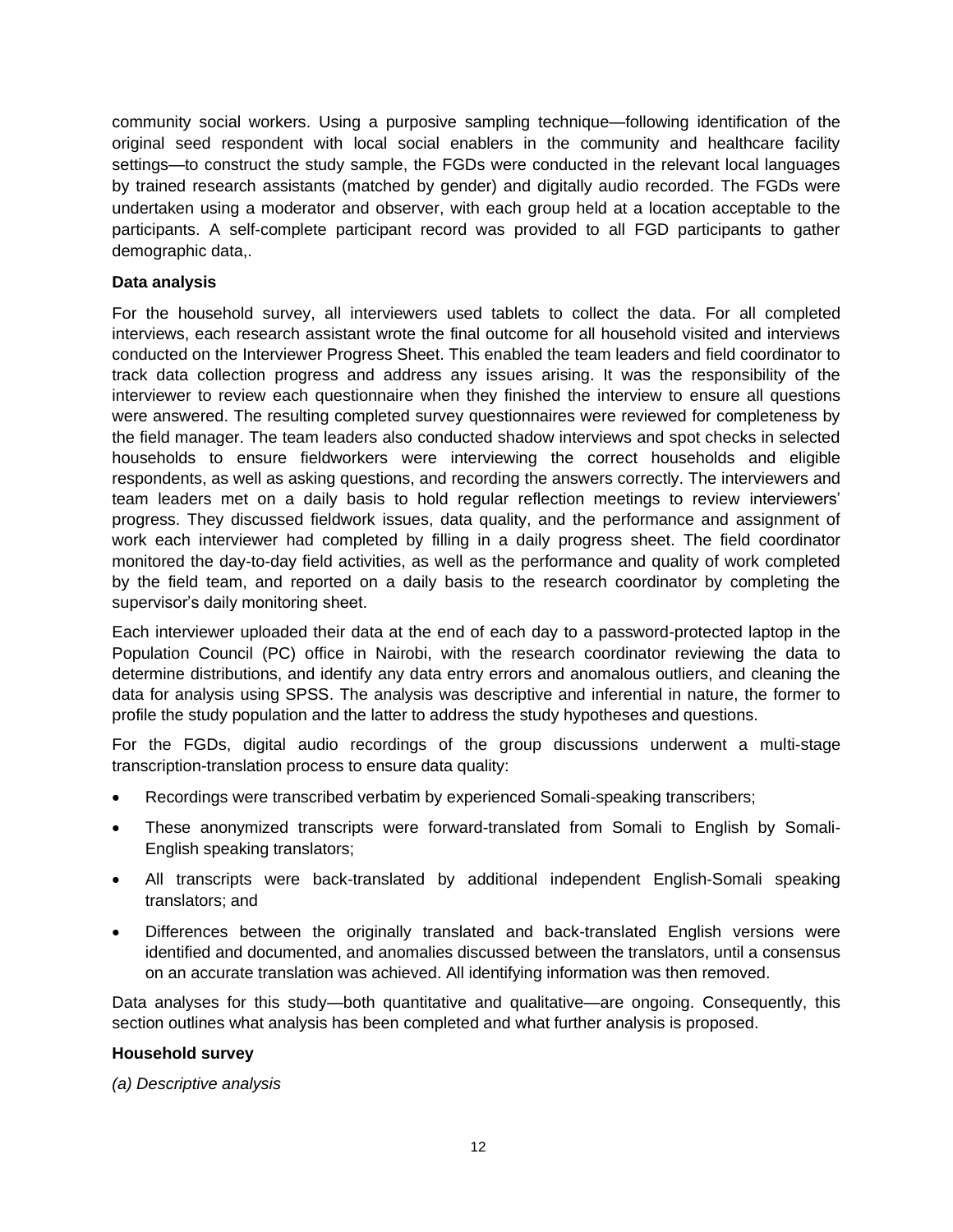community social workers. Using a purposive sampling technique—following identification of the original seed respondent with local social enablers in the community and healthcare facility settings—to construct the study sample, the FGDs were conducted in the relevant local languages by trained research assistants (matched by gender) and digitally audio recorded. The FGDs were undertaken using a moderator and observer, with each group held at a location acceptable to the participants. A self-complete participant record was provided to all FGD participants to gather demographic data,.

**Data analysis**

For the household survey, all interviewers used tablets to collect the data. For all completed interviews, each research assistant wrote the final outcome for all household visited and interviews conducted on the Interviewer Progress Sheet. This enabled the team leaders and field coordinator to track data collection progress and address any issues arising. It was the responsibility of the interviewer to review each questionnaire when they finished the interview to ensure all questions were answered. The resulting completed survey questionnaires were reviewed for completeness by the field manager. The team leaders also conducted shadow interviews and spot checks in selected households to ensure fieldworkers were interviewing the correct households and eligible respondents, as well as asking questions, and recording the answers correctly. The interviewers and team leaders met on a daily basis to hold regular reflection meetings to review interviewers' progress. They discussed fieldwork issues, data quality, and the performance and assignment of work each interviewer had completed by filling in a daily progress sheet. The field coordinator monitored the day-to-day field activities, as well as the performance and quality of work completed by the field team, and reported on a daily basis to the research coordinator by completing the supervisor's daily monitoring sheet.

Each interviewer uploaded their data at the end of each day to a password-protected laptop in the Population Council (PC) office in Nairobi, with the research coordinator reviewing the data to determine distributions, and identify any data entry errors and anomalous outliers, and cleaning the data for analysis using SPSS. The analysis was descriptive and inferential in nature, the former to profile the study population and the latter to address the study hypotheses and questions.

For the FGDs, digital audio recordings of the group discussions underwent a multi-stage transcription-translation process to ensure data quality:

- Recordings were transcribed verbatim by experienced Somali-speaking transcribers;
- These anonymized transcripts were forward-translated from Somali to English by Somali-English speaking translators;
- All transcripts were back-translated by additional independent English-Somali speaking translators; and
- Differences between the originally translated and back-translated English versions were identified and documented, and anomalies discussed between the translators, until a consensus on an accurate translation was achieved. All identifying information was then removed.

Data analyses for this study—both quantitative and qualitative—are ongoing. Consequently, this section outlines what analysis has been completed and what further analysis is proposed.

**Household survey**

*(a) Descriptive analysis*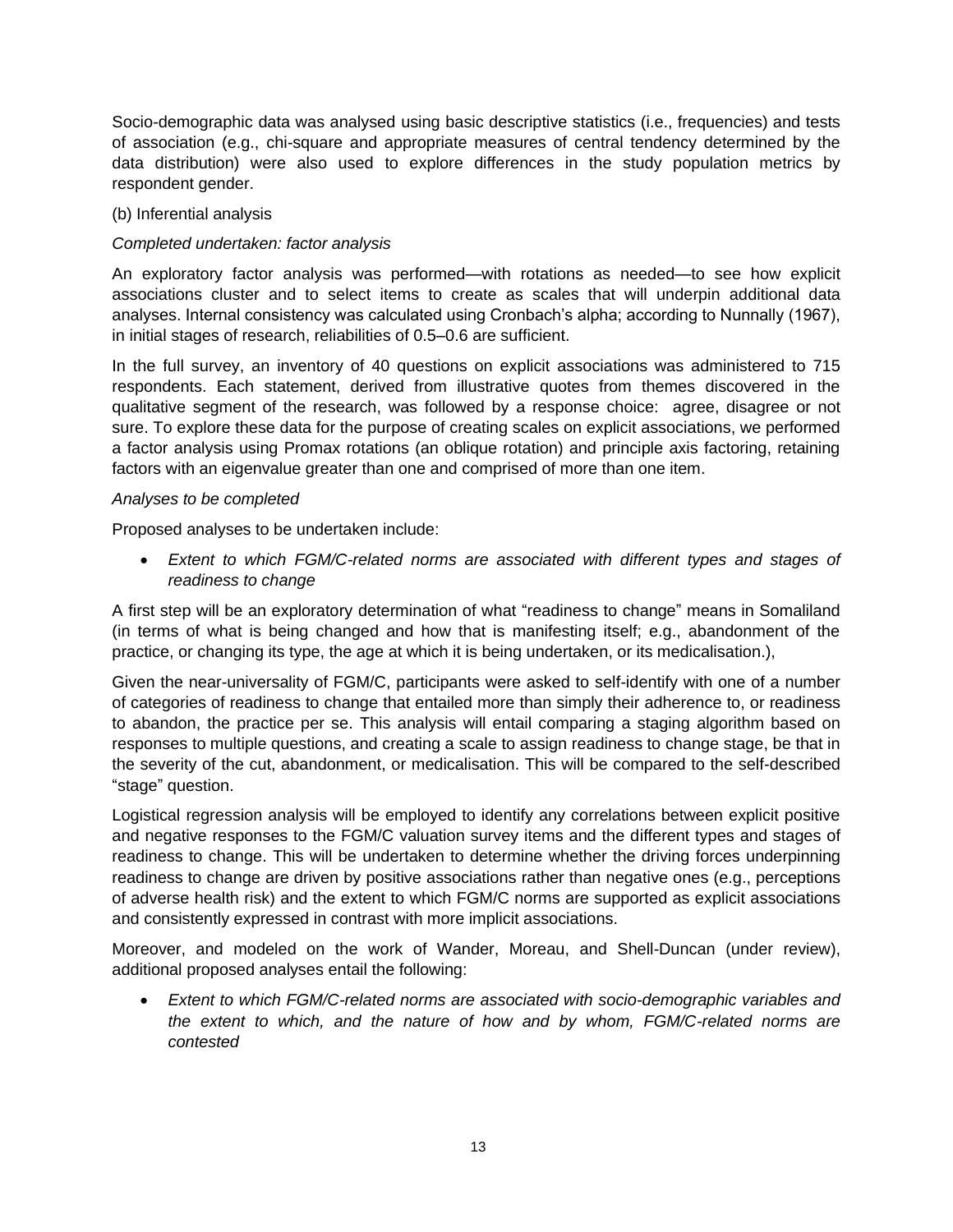Socio-demographic data was analysed using basic descriptive statistics (i.e., frequencies) and tests of association (e.g., chi-square and appropriate measures of central tendency determined by the data distribution) were also used to explore differences in the study population metrics by respondent gender.

(b) Inferential analysis

*Completed undertaken: factor analysis*

An exploratory factor analysis was performed—with rotations as needed—to see how explicit associations cluster and to select items to create as scales that will underpin additional data analyses. Internal consistency was calculated using Cronbach's alpha; according to Nunnally (1967), in initial stages of research, reliabilities of 0.5–0.6 are sufficient.

In the full survey, an inventory of 40 questions on explicit associations was administered to 715 respondents. Each statement, derived from illustrative quotes from themes discovered in the qualitative segment of the research, was followed by a response choice: agree, disagree or not sure. To explore these data for the purpose of creating scales on explicit associations, we performed a factor analysis using Promax rotations (an oblique rotation) and principle axis factoring, retaining factors with an eigenvalue greater than one and comprised of more than one item.

*Analyses to be completed*

Proposed analyses to be undertaken include:

- *Extent to which FGM/C-related norms are associated with different types and stages of readiness to change*

A first step will be an exploratory determination of what "readiness to change" means in Somaliland (in terms of what is being changed and how that is manifesting itself; e.g., abandonment of the practice, or changing its type, the age at which it is being undertaken, or its medicalisation.),

Given the near-universality of FGM/C, participants were asked to self-identify with one of a number of categories of readiness to change that entailed more than simply their adherence to, or readiness to abandon, the practice per se. This analysis will entail comparing a staging algorithm based on responses to multiple questions, and creating a scale to assign readiness to change stage, be that in the severity of the cut, abandonment, or medicalisation. This will be compared to the self-described "stage" question.

Logistical regression analysis will be employed to identify any correlations between explicit positive and negative responses to the FGM/C valuation survey items and the different types and stages of readiness to change. This will be undertaken to determine whether the driving forces underpinning readiness to change are driven by positive associations rather than negative ones (e.g., perceptions of adverse health risk) and the extent to which FGM/C norms are supported as explicit associations and consistently expressed in contrast with more implicit associations.

Moreover, and modeled on the work of Wander, Moreau, and Shell-Duncan (under review), additional proposed analyses entail the following:

- *Extent to which FGM/C-related norms are associated with socio-demographic variables and the extent to which, and the nature of how and by whom, FGM/C-related norms are contested*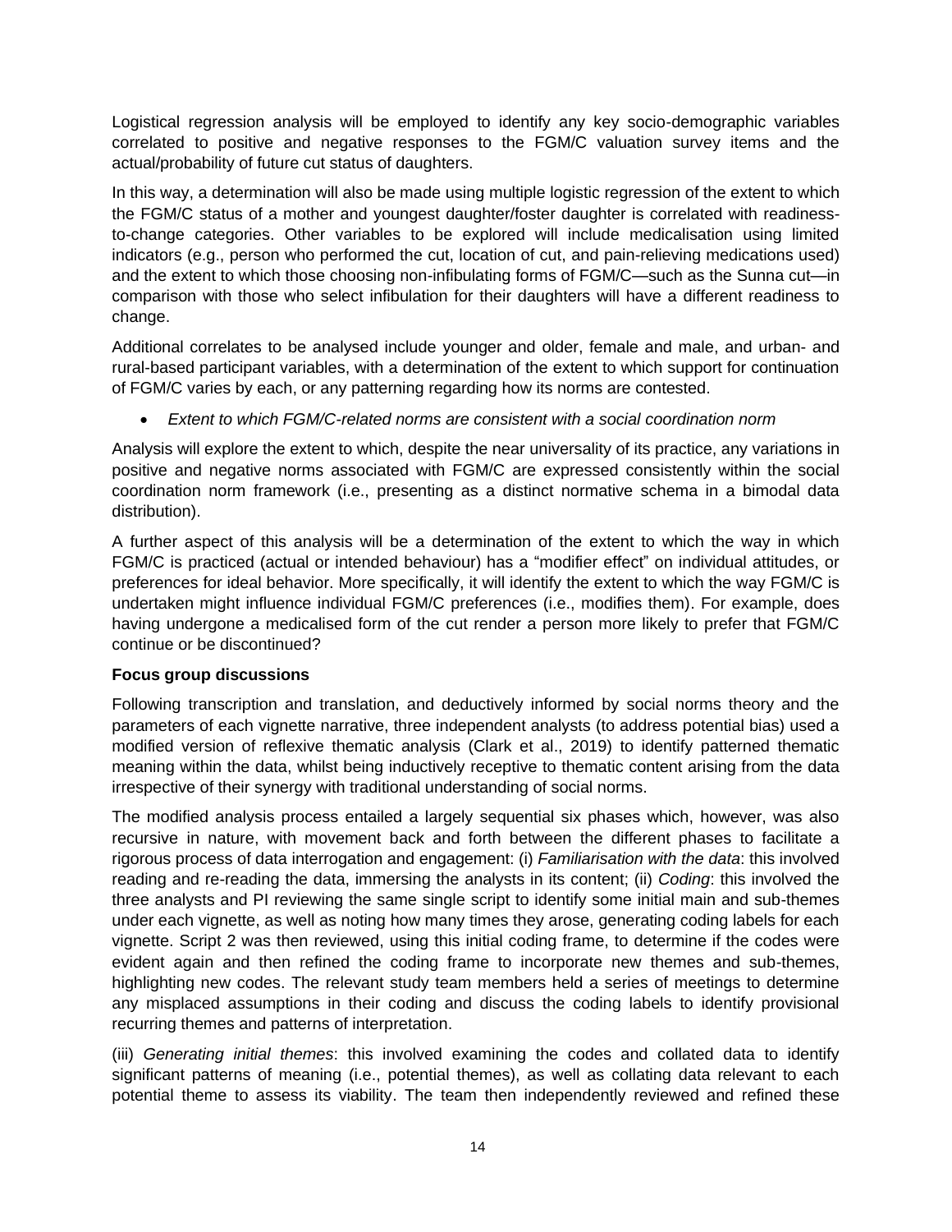Logistical regression analysis will be employed to identify any key socio-demographic variables correlated to positive and negative responses to the FGM/C valuation survey items and the actual/probability of future cut status of daughters.

In this way, a determination will also be made using multiple logistic regression of the extent to which the FGM/C status of a mother and youngest daughter/foster daughter is correlated with readiness-to-change categories. Other variables to be explored will include medicalisation using limited indicators (e.g., person who performed the cut, location of cut, and pain-relieving medications used) and the extent to which those choosing non-infibulating forms of FGM/C—such as the Sunna cut—in comparison with those who select infibulation for their daughters will have a different readiness to change.

Additional correlates to be analysed include younger and older, female and male, and urban- and rural-based participant variables, with a determination of the extent to which support for continuation of FGM/C varies by each, or any patterning regarding how its norms are contested.

- *Extent to which FGM/C-related norms are consistent with a social coordination norm*

Analysis will explore the extent to which, despite the near universality of its practice, any variations in positive and negative norms associated with FGM/C are expressed consistently within the social coordination norm framework (i.e., presenting as a distinct normative schema in a bimodal data distribution).

A further aspect of this analysis will be a determination of the extent to which the way in which FGM/C is practiced (actual or intended behaviour) has a "modifier effect" on individual attitudes, or preferences for ideal behavior. More specifically, it will identify the extent to which the way FGM/C is undertaken might influence individual FGM/C preferences (i.e., modifies them). For example, does having undergone a medicalised form of the cut render a person more likely to prefer that FGM/C continue or be discontinued?

**Focus group discussions**

Following transcription and translation, and deductively informed by social norms theory and the parameters of each vignette narrative, three independent analysts (to address potential bias) used a modified version of reflexive thematic analysis (Clark et al., 2019) to identify patterned thematic meaning within the data, whilst being inductively receptive to thematic content arising from the data irrespective of their synergy with traditional understanding of social norms.

The modified analysis process entailed a largely sequential six phases which, however, was also recursive in nature, with movement back and forth between the different phases to facilitate a rigorous process of data interrogation and engagement: (i) *Familiarisation with the data*: this involved reading and re-reading the data, immersing the analysts in its content; (ii) *Coding*: this involved the three analysts and PI reviewing the same single script to identify some initial main and sub-themes under each vignette, as well as noting how many times they arose, generating coding labels for each vignette. Script 2 was then reviewed, using this initial coding frame, to determine if the codes were evident again and then refined the coding frame to incorporate new themes and sub-themes, highlighting new codes. The relevant study team members held a series of meetings to determine any misplaced assumptions in their coding and discuss the coding labels to identify provisional recurring themes and patterns of interpretation.

(iii) *Generating initial themes*: this involved examining the codes and collated data to identify significant patterns of meaning (i.e., potential themes), as well as collating data relevant to each potential theme to assess its viability. The team then independently reviewed and refined these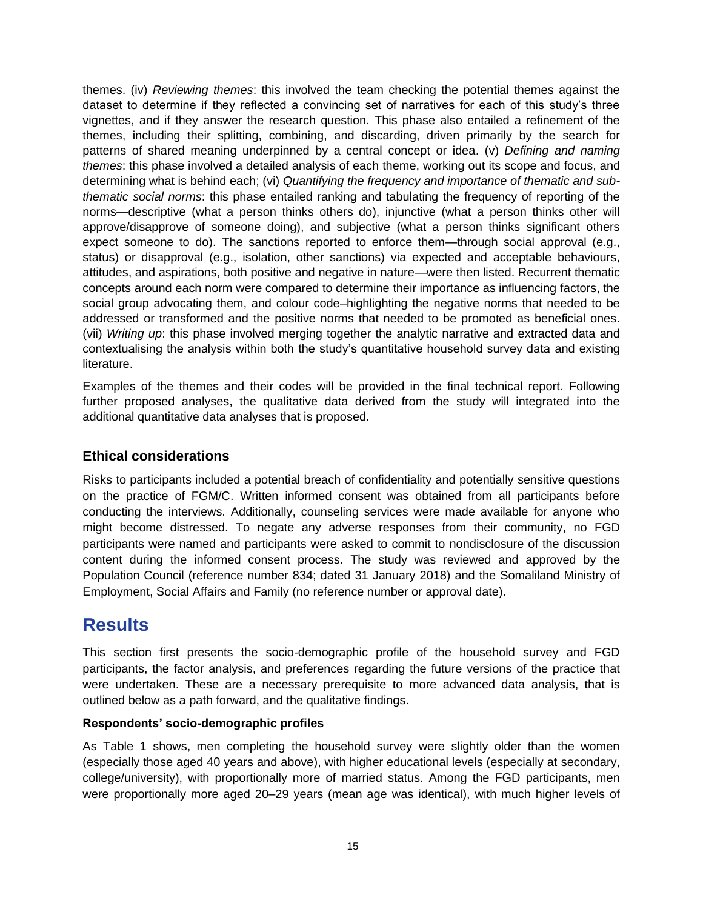themes. (iv) *Reviewing themes*: this involved the team checking the potential themes against the dataset to determine if they reflected a convincing set of narratives for each of this study's three vignettes, and if they answer the research question. This phase also entailed a refinement of the themes, including their splitting, combining, and discarding, driven primarily by the search for patterns of shared meaning underpinned by a central concept or idea. (v) *Defining and naming themes*: this phase involved a detailed analysis of each theme, working out its scope and focus, and determining what is behind each; (vi) *Quantifying the frequency and importance of thematic and sub-thematic social norms*: this phase entailed ranking and tabulating the frequency of reporting of the norms—descriptive (what a person thinks others do), injunctive (what a person thinks other will approve/disapprove of someone doing), and subjective (what a person thinks significant others expect someone to do). The sanctions reported to enforce them—through social approval (e.g., status) or disapproval (e.g., isolation, other sanctions) via expected and acceptable behaviours, attitudes, and aspirations, both positive and negative in nature—were then listed. Recurrent thematic concepts around each norm were compared to determine their importance as influencing factors, the social group advocating them, and colour code–highlighting the negative norms that needed to be addressed or transformed and the positive norms that needed to be promoted as beneficial ones. (vii) *Writing up*: this phase involved merging together the analytic narrative and extracted data and contextualising the analysis within both the study's quantitative household survey data and existing literature.

Examples of the themes and their codes will be provided in the final technical report. Following further proposed analyses, the qualitative data derived from the study will integrated into the additional quantitative data analyses that is proposed.

## Ethical considerations

Risks to participants included a potential breach of confidentiality and potentially sensitive questions on the practice of FGM/C. Written informed consent was obtained from all participants before conducting the interviews. Additionally, counseling services were made available for anyone who might become distressed. To negate any adverse responses from their community, no FGD participants were named and participants were asked to commit to nondisclosure of the discussion content during the informed consent process. The study was reviewed and approved by the Population Council (reference number 834; dated 31 January 2018) and the Somaliland Ministry of Employment, Social Affairs and Family (no reference number or approval date).

# Results

This section first presents the socio-demographic profile of the household survey and FGD participants, the factor analysis, and preferences regarding the future versions of the practice that were undertaken. These are a necessary prerequisite to more advanced data analysis, that is outlined below as a path forward, and the qualitative findings.

### Respondents' socio-demographic profiles

As Table 1 shows, men completing the household survey were slightly older than the women (especially those aged 40 years and above), with higher educational levels (especially at secondary, college/university), with proportionally more of married status. Among the FGD participants, men were proportionally more aged 20–29 years (mean age was identical), with much higher levels of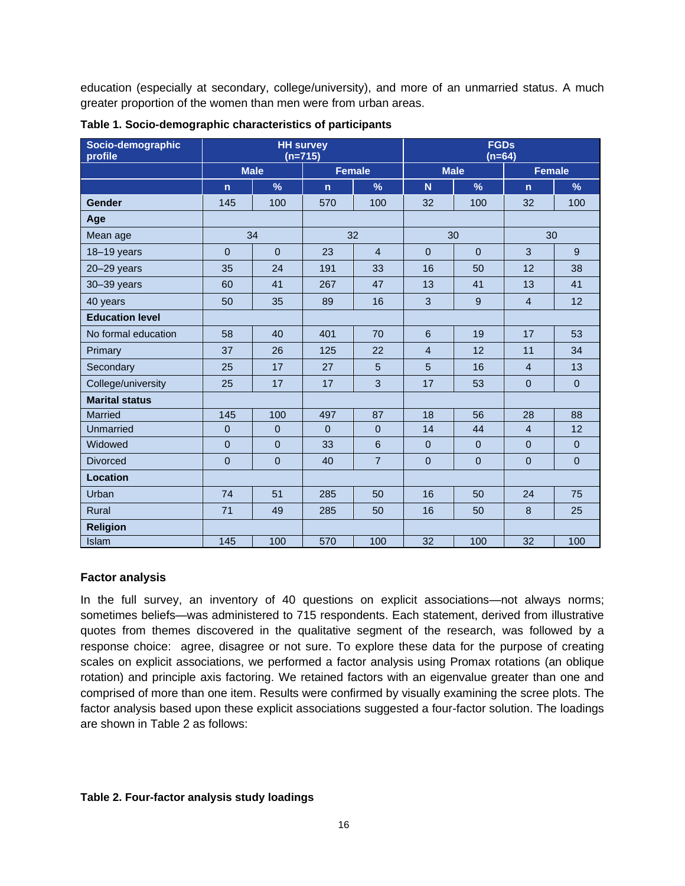education (especially at secondary, college/university), and more of an unmarried status. A much greater proportion of the women than men were from urban areas.

**Table 1. Socio-demographic characteristics of participants**

| Socio-demographic profile | HH survey (n=715) | | | | FGDs (n=64) | | | |
|---|---|---|---|---|---|---|---|---|
| | Male | | Female | | Male | | Female | |
| | n | % | n | % | N | % | n | % |
| **Gender** | 145 | 100 | 570 | 100 | 32 | 100 | 32 | 100 |
| **Age** | | | | | | | | |
| Mean age | 34 | | 32 | | 30 | | 30 | |
| 18–19 years | 0 | 0 | 23 | 4 | 0 | 0 | 3 | 9 |
| 20–29 years | 35 | 24 | 191 | 33 | 16 | 50 | 12 | 38 |
| 30–39 years | 60 | 41 | 267 | 47 | 13 | 41 | 13 | 41 |
| 40 years | 50 | 35 | 89 | 16 | 3 | 9 | 4 | 12 |
| **Education level** | | | | | | | | |
| No formal education | 58 | 40 | 401 | 70 | 6 | 19 | 17 | 53 |
| Primary | 37 | 26 | 125 | 22 | 4 | 12 | 11 | 34 |
| Secondary | 25 | 17 | 27 | 5 | 5 | 16 | 4 | 13 |
| College/university | 25 | 17 | 17 | 3 | 17 | 53 | 0 | 0 |
| **Marital status** | | | | | | | | |
| Married | 145 | 100 | 497 | 87 | 18 | 56 | 28 | 88 |
| Unmarried | 0 | 0 | 0 | 0 | 14 | 44 | 4 | 12 |
| Widowed | 0 | 0 | 33 | 6 | 0 | 0 | 0 | 0 |
| Divorced | 0 | 0 | 40 | 7 | 0 | 0 | 0 | 0 |
| **Location** | | | | | | | | |
| Urban | 74 | 51 | 285 | 50 | 16 | 50 | 24 | 75 |
| Rural | 71 | 49 | 285 | 50 | 16 | 50 | 8 | 25 |
| **Religion** | | | | | | | | |
| Islam | 145 | 100 | 570 | 100 | 32 | 100 | 32 | 100 |

### Factor analysis

In the full survey, an inventory of 40 questions on explicit associations—not always norms; sometimes beliefs—was administered to 715 respondents. Each statement, derived from illustrative quotes from themes discovered in the qualitative segment of the research, was followed by a response choice: agree, disagree or not sure. To explore these data for the purpose of creating scales on explicit associations, we performed a factor analysis using Promax rotations (an oblique rotation) and principle axis factoring. We retained factors with an eigenvalue greater than one and comprised of more than one item. Results were confirmed by visually examining the scree plots. The factor analysis based upon these explicit associations suggested a four-factor solution. The loadings are shown in Table 2 as follows:

**Table 2. Four-factor analysis study loadings**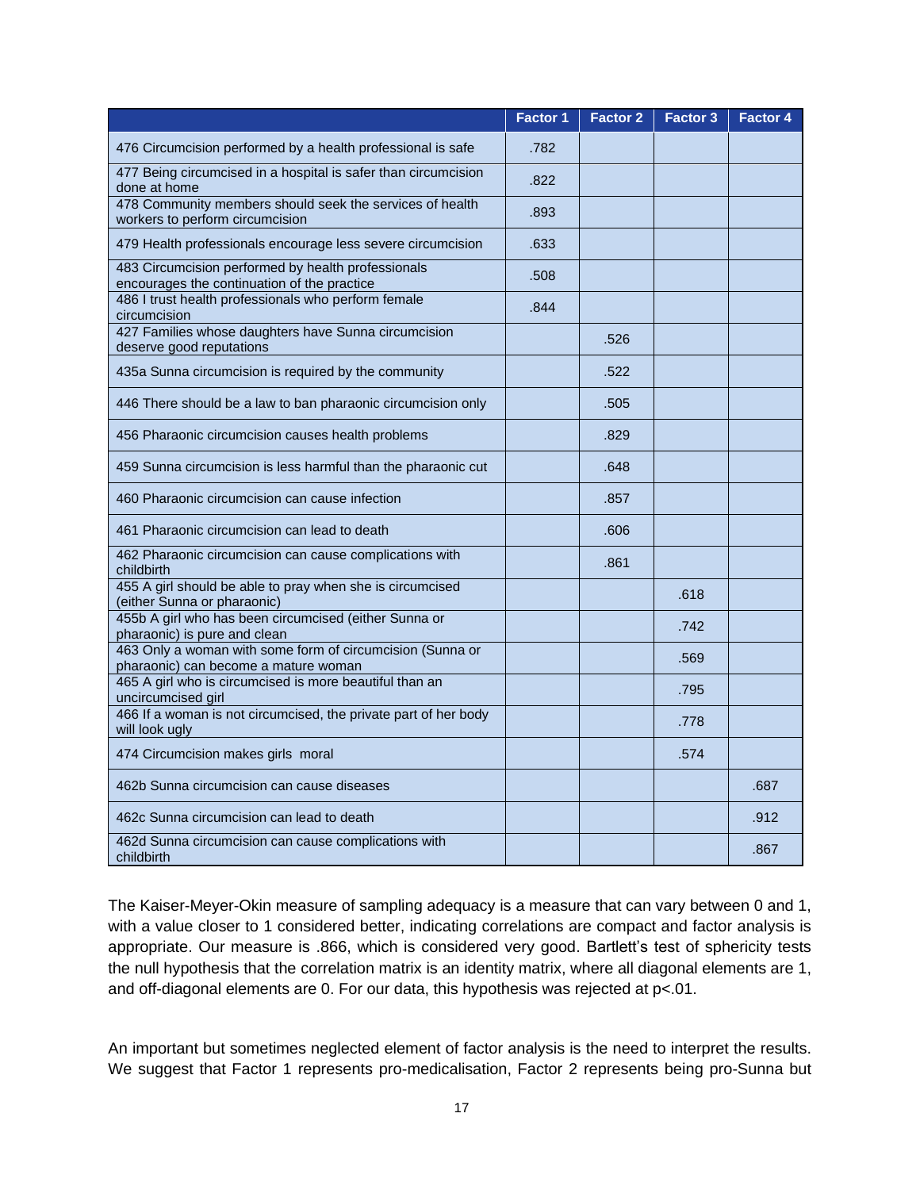| | Factor 1 | Factor 2 | Factor 3 | Factor 4 |
|---|---|---|---|---|
| 476 Circumcision performed by a health professional is safe | .782 | | | |
| 477 Being circumcised in a hospital is safer than circumcision done at home | .822 | | | |
| 478 Community members should seek the services of health workers to perform circumcision | .893 | | | |
| 479 Health professionals encourage less severe circumcision | .633 | | | |
| 483 Circumcision performed by health professionals encourages the continuation of the practice | .508 | | | |
| 486 I trust health professionals who perform female circumcision | .844 | | | |
| 427 Families whose daughters have Sunna circumcision deserve good reputations | | .526 | | |
| 435a Sunna circumcision is required by the community | | .522 | | |
| 446 There should be a law to ban pharaonic circumcision only | | .505 | | |
| 456 Pharaonic circumcision causes health problems | | .829 | | |
| 459 Sunna circumcision is less harmful than the pharaonic cut | | .648 | | |
| 460 Pharaonic circumcision can cause infection | | .857 | | |
| 461 Pharaonic circumcision can lead to death | | .606 | | |
| 462 Pharaonic circumcision can cause complications with childbirth | | .861 | | |
| 455 A girl should be able to pray when she is circumcised (either Sunna or pharaonic) | | | .618 | |
| 455b A girl who has been circumcised (either Sunna or pharaonic) is pure and clean | | | .742 | |
| 463 Only a woman with some form of circumcision (Sunna or pharaonic) can become a mature woman | | | .569 | |
| 465 A girl who is circumcised is more beautiful than an uncircumcised girl | | | .795 | |
| 466 If a woman is not circumcised, the private part of her body will look ugly | | | .778 | |
| 474 Circumcision makes girls moral | | | .574 | |
| 462b Sunna circumcision can cause diseases | | | | .687 |
| 462c Sunna circumcision can lead to death | | | | .912 |
| 462d Sunna circumcision can cause complications with childbirth | | | | .867 |

The Kaiser-Meyer-Okin measure of sampling adequacy is a measure that can vary between 0 and 1, with a value closer to 1 considered better, indicating correlations are compact and factor analysis is appropriate. Our measure is .866, which is considered very good. Bartlett's test of sphericity tests the null hypothesis that the correlation matrix is an identity matrix, where all diagonal elements are 1, and off-diagonal elements are 0. For our data, this hypothesis was rejected at $p<.01$.

An important but sometimes neglected element of factor analysis is the need to interpret the results. We suggest that Factor 1 represents pro-medicalisation, Factor 2 represents being pro-Sunna but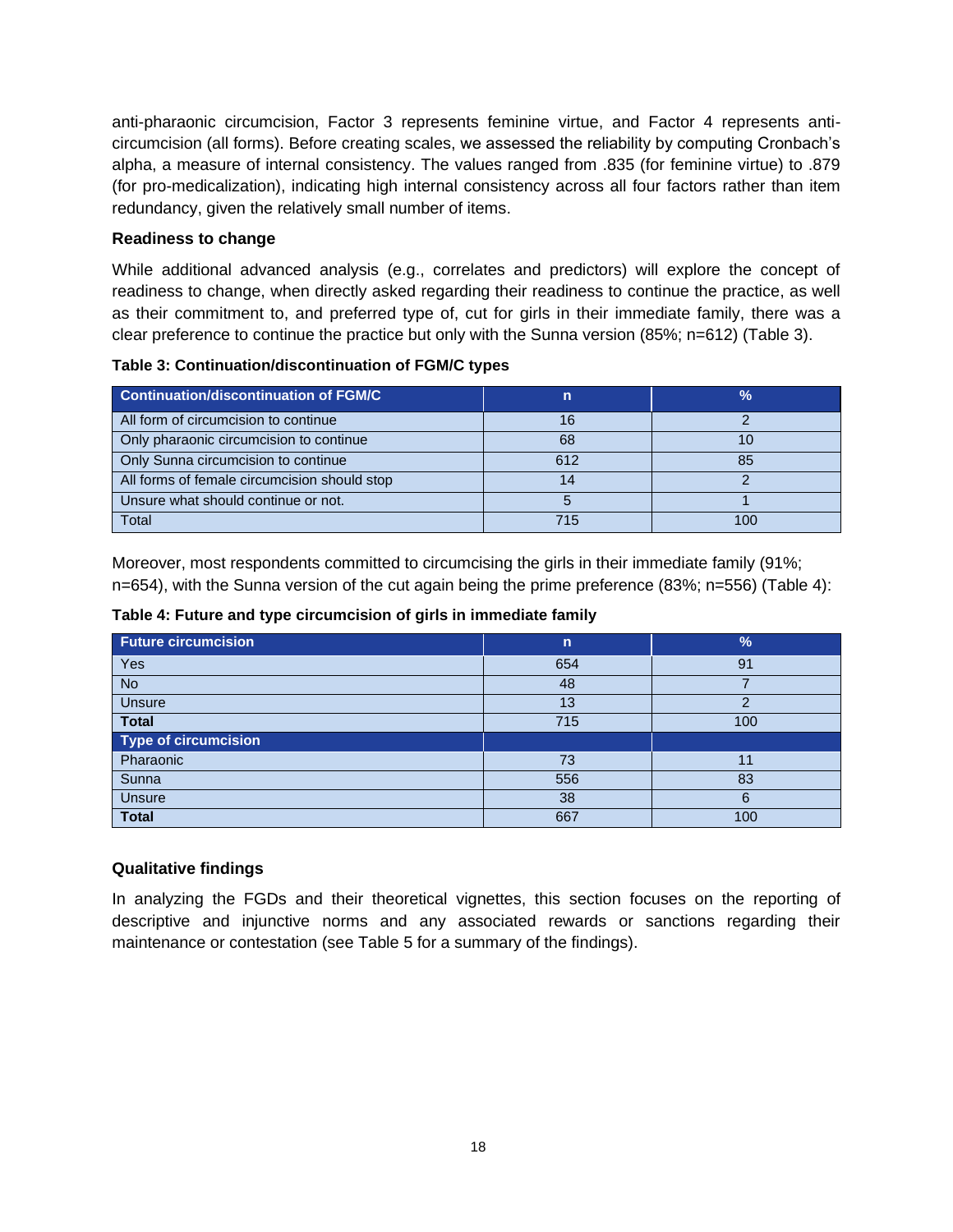anti-pharaonic circumcision, Factor 3 represents feminine virtue, and Factor 4 represents anti-circumcision (all forms). Before creating scales, we assessed the reliability by computing Cronbach's alpha, a measure of internal consistency. The values ranged from .835 (for feminine virtue) to .879 (for pro-medicalization), indicating high internal consistency across all four factors rather than item redundancy, given the relatively small number of items.

### Readiness to change

While additional advanced analysis (e.g., correlates and predictors) will explore the concept of readiness to change, when directly asked regarding their readiness to continue the practice, as well as their commitment to, and preferred type of, cut for girls in their immediate family, there was a clear preference to continue the practice but only with the Sunna version (85%; n=612) (Table 3).

**Table 3: Continuation/discontinuation of FGM/C types**

| Continuation/discontinuation of FGM/C | n | % |
|---|---|---|
| All form of circumcision to continue | 16 | 2 |
| Only pharaonic circumcision to continue | 68 | 10 |
| Only Sunna circumcision to continue | 612 | 85 |
| All forms of female circumcision should stop | 14 | 2 |
| Unsure what should continue or not. | 5 | 1 |
| Total | 715 | 100 |

Moreover, most respondents committed to circumcising the girls in their immediate family (91%; n=654), with the Sunna version of the cut again being the prime preference (83%; n=556) (Table 4):

**Table 4: Future and type circumcision of girls in immediate family**

| Future circumcision | n | % |
|---|---|---|
| Yes | 654 | 91 |
| No | 48 | 7 |
| Unsure | 13 | 2 |
| **Total** | 715 | 100 |
| **Type of circumcision** | | |
| Pharaonic | 73 | 11 |
| Sunna | 556 | 83 |
| Unsure | 38 | 6 |
| **Total** | 667 | 100 |

### Qualitative findings

In analyzing the FGDs and their theoretical vignettes, this section focuses on the reporting of descriptive and injunctive norms and any associated rewards or sanctions regarding their maintenance or contestation (see Table 5 for a summary of the findings).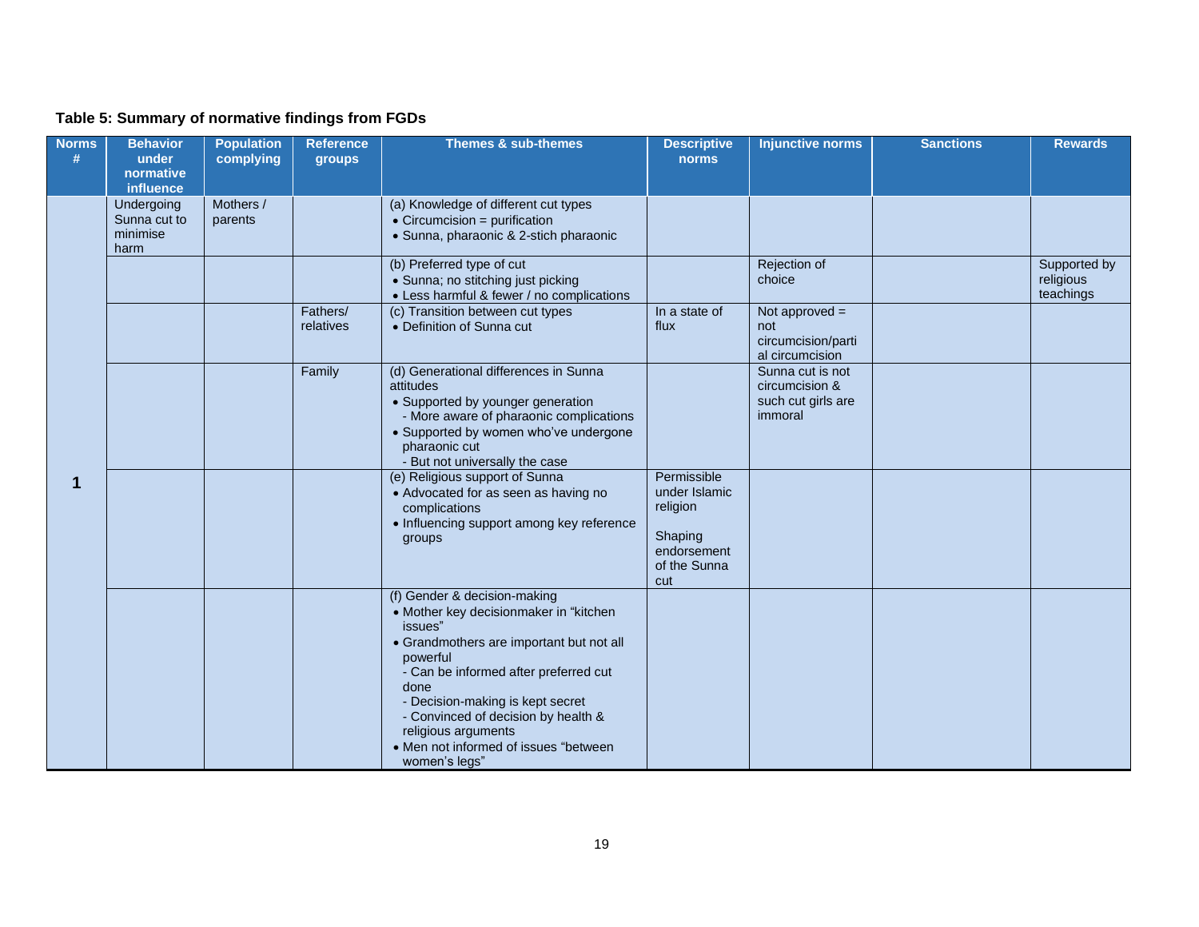**Table 5: Summary of normative findings from FGDs**

| Norms # | Behavior under normative influence | Population complying | Reference groups | Themes & sub-themes | Descriptive norms | Injunctive norms | Sanctions | Rewards |
|---|---|---|---|---|---|---|---|---|
| 1 | Undergoing Sunna cut to minimise harm | Mothers / parents | | (a) Knowledge of different cut types<br>• Circumcision = purification<br>• Sunna, pharaonic & 2-stich pharaonic | | | | |
| | | | | (b) Preferred type of cut<br>• Sunna; no stitching just picking<br>• Less harmful & fewer / no complications | | Rejection of choice | | Supported by religious teachings |
| | | | Fathers/ relatives | (c) Transition between cut types<br>• Definition of Sunna cut | In a state of flux | Not approved = not circumcision/partial circumcision | | |
| | | | Family | (d) Generational differences in Sunna attitudes<br>• Supported by younger generation<br>- More aware of pharaonic complications<br>• Supported by women who've undergone pharaonic cut<br>- But not universally the case | | Sunna cut is not circumcision & such cut girls are immoral | | |
| | | | | (e) Religious support of Sunna<br>• Advocated for as seen as having no complications<br>• Influencing support among key reference groups | Permissible under Islamic religion<br><br>Shaping endorsement of the Sunna cut | | | |
| | | | | (f) Gender & decision-making<br>• Mother key decisionmaker in "kitchen issues"<br>• Grandmothers are important but not all powerful<br>- Can be informed after preferred cut done<br>- Decision-making is kept secret<br>- Convinced of decision by health & religious arguments<br>• Men not informed of issues "between women's legs" | | | | |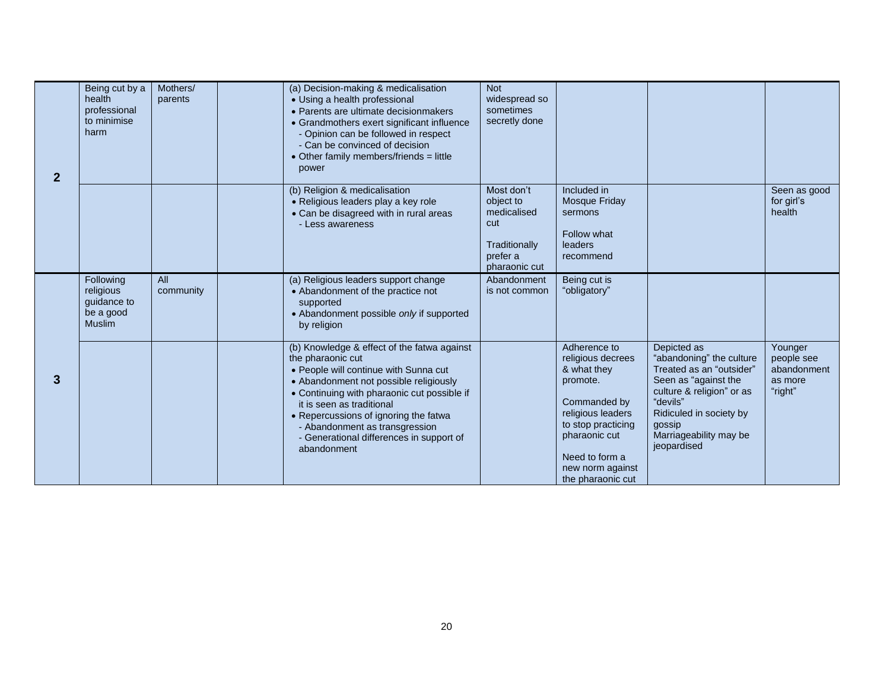| | | | | | | | | |
|---|---|---|---|---|---|---|---|---|
| **2** | Being cut by a health professional to minimise harm | Mothers/ parents | | (a) Decision-making & medicalisation<br>• Using a health professional<br>• Parents are ultimate decisionmakers<br>• Grandmothers exert significant influence<br>- Opinion can be followed in respect<br>- Can be convinced of decision<br>• Other family members/friends = little power | Not widespread so sometimes secretly done | | | |
| | | | | (b) Religion & medicalisation<br>• Religious leaders play a key role<br>• Can be disagreed with in rural areas<br>- Less awareness | Most don't object to medicalised cut<br><br>Traditionally prefer a pharaonic cut | Included in Mosque Friday sermons<br><br>Follow what leaders recommend | | Seen as good for girl's health |
| **3** | Following religious guidance to be a good Muslim | All community | | (a) Religious leaders support change<br>• Abandonment of the practice not supported<br>• Abandonment possible *only* if supported by religion | Abandonment is not common | Being cut is "obligatory" | | |
| | | | | (b) Knowledge & effect of the fatwa against the pharaonic cut<br>• People will continue with Sunna cut<br>• Abandonment not possible religiously<br>• Continuing with pharaonic cut possible if it is seen as traditional<br>• Repercussions of ignoring the fatwa<br>- Abandonment as transgression<br>- Generational differences in support of abandonment | | Adherence to religious decrees & what they promote.<br><br>Commanded by religious leaders to stop practicing pharaonic cut<br><br>Need to form a new norm against the pharaonic cut | Depicted as "abandoning" the culture<br>Treated as an "outsider"<br>Seen as "against the culture & religion" or as "devils"<br>Ridiculed in society by gossip<br>Marriageability may be jeopardised | Younger people see abandonment as more "right" |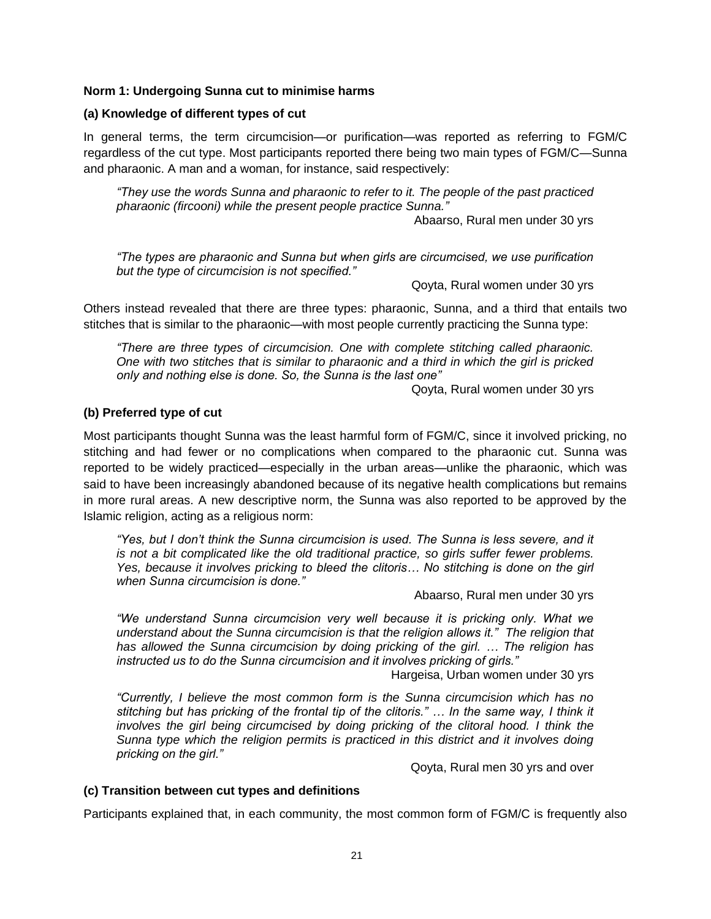**Norm 1: Undergoing Sunna cut to minimise harms**

**(a) Knowledge of different types of cut**

In general terms, the term circumcision—or purification—was reported as referring to FGM/C regardless of the cut type. Most participants reported there being two main types of FGM/C—Sunna and pharaonic. A man and a woman, for instance, said respectively:

> *"They use the words Sunna and pharaonic to refer to it. The people of the past practiced pharaonic (fircooni) while the present people practice Sunna."*
>
> Abaarso, Rural men under 30 yrs

> *"The types are pharaonic and Sunna but when girls are circumcised, we use purification but the type of circumcision is not specified."*
>
> Qoyta, Rural women under 30 yrs

Others instead revealed that there are three types: pharaonic, Sunna, and a third that entails two stitches that is similar to the pharaonic—with most people currently practicing the Sunna type:

> *"There are three types of circumcision. One with complete stitching called pharaonic. One with two stitches that is similar to pharaonic and a third in which the girl is pricked only and nothing else is done. So, the Sunna is the last one"*
>
> Qoyta, Rural women under 30 yrs

**(b) Preferred type of cut**

Most participants thought Sunna was the least harmful form of FGM/C, since it involved pricking, no stitching and had fewer or no complications when compared to the pharaonic cut. Sunna was reported to be widely practiced—especially in the urban areas—unlike the pharaonic, which was said to have been increasingly abandoned because of its negative health complications but remains in more rural areas. A new descriptive norm, the Sunna was also reported to be approved by the Islamic religion, acting as a religious norm:

> *"Yes, but I don't think the Sunna circumcision is used. The Sunna is less severe, and it is not a bit complicated like the old traditional practice, so girls suffer fewer problems. Yes, because it involves pricking to bleed the clitoris… No stitching is done on the girl when Sunna circumcision is done."*
>
> Abaarso, Rural men under 30 yrs

> *"We understand Sunna circumcision very well because it is pricking only. What we understand about the Sunna circumcision is that the religion allows it." The religion that has allowed the Sunna circumcision by doing pricking of the girl. … The religion has instructed us to do the Sunna circumcision and it involves pricking of girls."*
>
> Hargeisa, Urban women under 30 yrs

> *"Currently, I believe the most common form is the Sunna circumcision which has no stitching but has pricking of the frontal tip of the clitoris." … In the same way, I think it involves the girl being circumcised by doing pricking of the clitoral hood. I think the Sunna type which the religion permits is practiced in this district and it involves doing pricking on the girl."*
>
> Qoyta, Rural men 30 yrs and over

**(c) Transition between cut types and definitions**

Participants explained that, in each community, the most common form of FGM/C is frequently also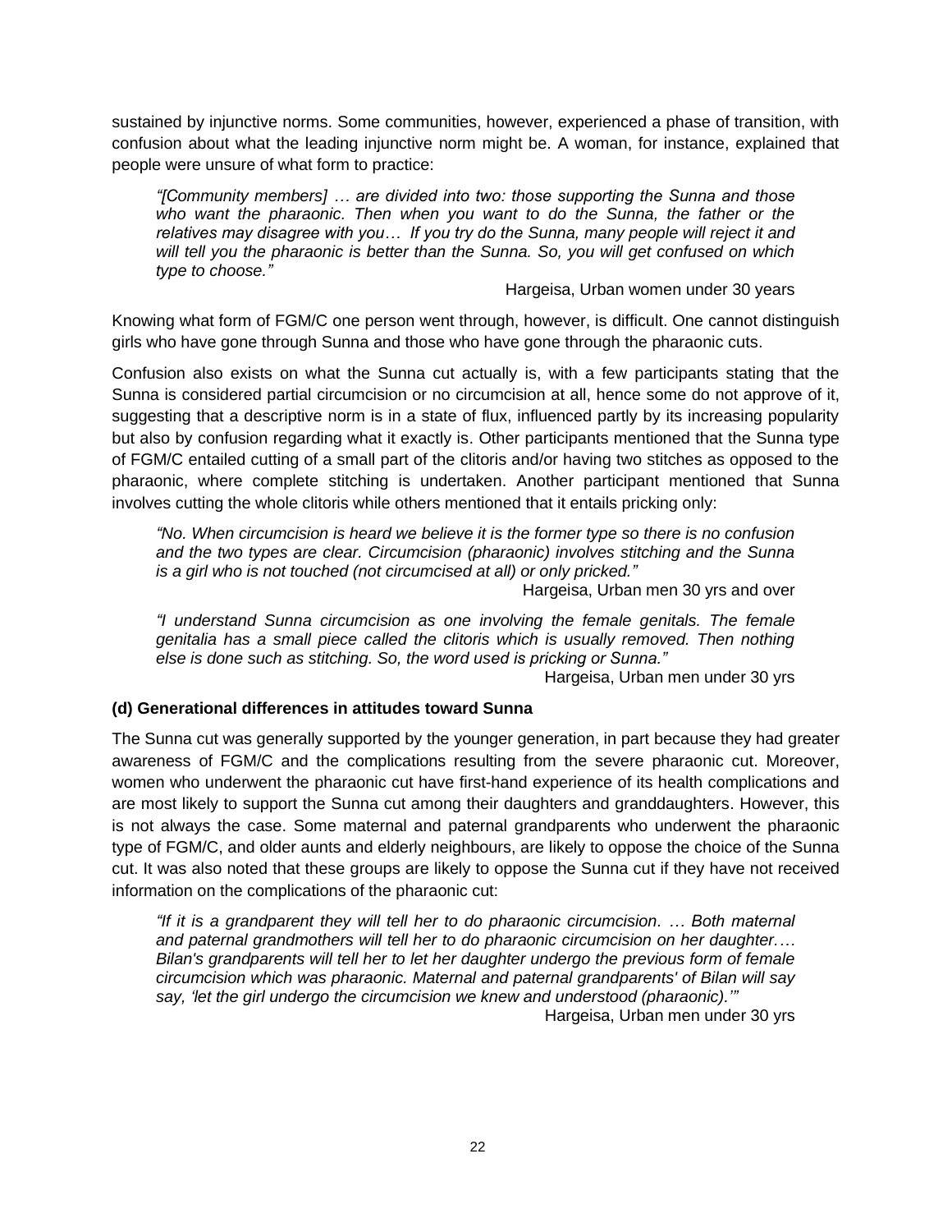sustained by injunctive norms. Some communities, however, experienced a phase of transition, with confusion about what the leading injunctive norm might be. A woman, for instance, explained that people were unsure of what form to practice:

> *"[Community members] … are divided into two: those supporting the Sunna and those who want the pharaonic. Then when you want to do the Sunna, the father or the relatives may disagree with you… If you try do the Sunna, many people will reject it and will tell you the pharaonic is better than the Sunna. So, you will get confused on which type to choose."*
>
> Hargeisa, Urban women under 30 years

Knowing what form of FGM/C one person went through, however, is difficult. One cannot distinguish girls who have gone through Sunna and those who have gone through the pharaonic cuts.

Confusion also exists on what the Sunna cut actually is, with a few participants stating that the Sunna is considered partial circumcision or no circumcision at all, hence some do not approve of it, suggesting that a descriptive norm is in a state of flux, influenced partly by its increasing popularity but also by confusion regarding what it exactly is. Other participants mentioned that the Sunna type of FGM/C entailed cutting of a small part of the clitoris and/or having two stitches as opposed to the pharaonic, where complete stitching is undertaken. Another participant mentioned that Sunna involves cutting the whole clitoris while others mentioned that it entails pricking only:

> *"No. When circumcision is heard we believe it is the former type so there is no confusion and the two types are clear. Circumcision (pharaonic) involves stitching and the Sunna is a girl who is not touched (not circumcised at all) or only pricked."*
>
> Hargeisa, Urban men 30 yrs and over

> *"I understand Sunna circumcision as one involving the female genitals. The female genitalia has a small piece called the clitoris which is usually removed. Then nothing else is done such as stitching. So, the word used is pricking or Sunna."*
>
> Hargeisa, Urban men under 30 yrs

**(d) Generational differences in attitudes toward Sunna**

The Sunna cut was generally supported by the younger generation, in part because they had greater awareness of FGM/C and the complications resulting from the severe pharaonic cut. Moreover, women who underwent the pharaonic cut have first-hand experience of its health complications and are most likely to support the Sunna cut among their daughters and granddaughters. However, this is not always the case. Some maternal and paternal grandparents who underwent the pharaonic type of FGM/C, and older aunts and elderly neighbours, are likely to oppose the choice of the Sunna cut. It was also noted that these groups are likely to oppose the Sunna cut if they have not received information on the complications of the pharaonic cut:

> *"If it is a grandparent they will tell her to do pharaonic circumcision. … Both maternal and paternal grandmothers will tell her to do pharaonic circumcision on her daughter…. Bilan's grandparents will tell her to let her daughter undergo the previous form of female circumcision which was pharaonic. Maternal and paternal grandparents' of Bilan will say say, 'let the girl undergo the circumcision we knew and understood (pharaonic).'"*
>
> Hargeisa, Urban men under 30 yrs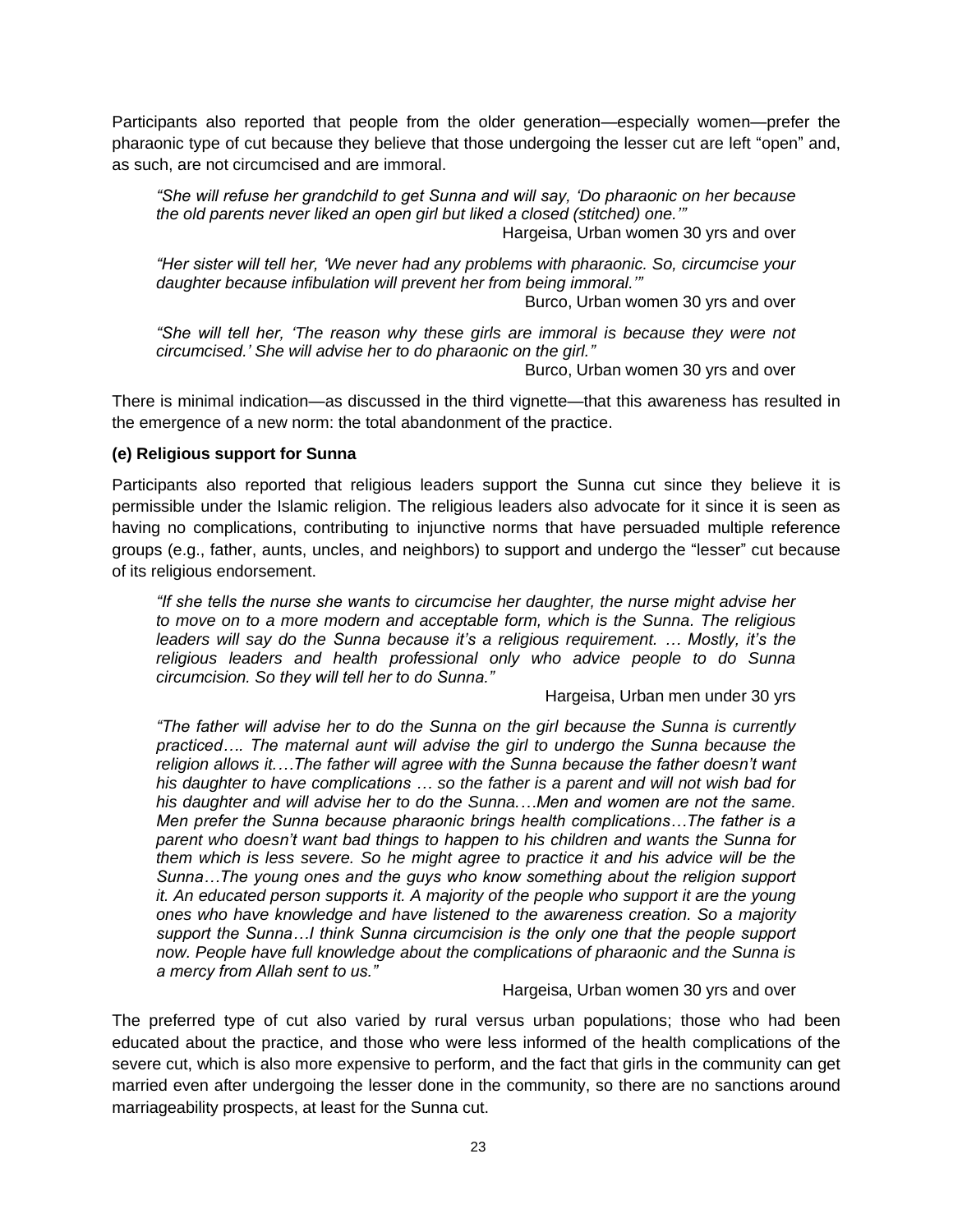Participants also reported that people from the older generation—especially women—prefer the pharaonic type of cut because they believe that those undergoing the lesser cut are left "open" and, as such, are not circumcised and are immoral.

> *"She will refuse her grandchild to get Sunna and will say, 'Do pharaonic on her because the old parents never liked an open girl but liked a closed (stitched) one.'"*
>
> Hargeisa, Urban women 30 yrs and over

> *"Her sister will tell her, 'We never had any problems with pharaonic. So, circumcise your daughter because infibulation will prevent her from being immoral.'"*
>
> Burco, Urban women 30 yrs and over

> *"She will tell her, 'The reason why these girls are immoral is because they were not circumcised.' She will advise her to do pharaonic on the girl."*
>
> Burco, Urban women 30 yrs and over

There is minimal indication—as discussed in the third vignette—that this awareness has resulted in the emergence of a new norm: the total abandonment of the practice.

**(e) Religious support for Sunna**

Participants also reported that religious leaders support the Sunna cut since they believe it is permissible under the Islamic religion. The religious leaders also advocate for it since it is seen as having no complications, contributing to injunctive norms that have persuaded multiple reference groups (e.g., father, aunts, uncles, and neighbors) to support and undergo the "lesser" cut because of its religious endorsement.

> *"If she tells the nurse she wants to circumcise her daughter, the nurse might advise her to move on to a more modern and acceptable form, which is the Sunna. The religious leaders will say do the Sunna because it's a religious requirement. … Mostly, it's the religious leaders and health professional only who advice people to do Sunna circumcision. So they will tell her to do Sunna."*
>
> Hargeisa, Urban men under 30 yrs

> *"The father will advise her to do the Sunna on the girl because the Sunna is currently practiced…. The maternal aunt will advise the girl to undergo the Sunna because the religion allows it.…The father will agree with the Sunna because the father doesn't want his daughter to have complications … so the father is a parent and will not wish bad for his daughter and will advise her to do the Sunna.…Men and women are not the same. Men prefer the Sunna because pharaonic brings health complications…The father is a parent who doesn't want bad things to happen to his children and wants the Sunna for them which is less severe. So he might agree to practice it and his advice will be the Sunna…The young ones and the guys who know something about the religion support it. An educated person supports it. A majority of the people who support it are the young ones who have knowledge and have listened to the awareness creation. So a majority support the Sunna…I think Sunna circumcision is the only one that the people support now. People have full knowledge about the complications of pharaonic and the Sunna is a mercy from Allah sent to us."*
>
> Hargeisa, Urban women 30 yrs and over

The preferred type of cut also varied by rural versus urban populations; those who had been educated about the practice, and those who were less informed of the health complications of the severe cut, which is also more expensive to perform, and the fact that girls in the community can get married even after undergoing the lesser done in the community, so there are no sanctions around marriageability prospects, at least for the Sunna cut.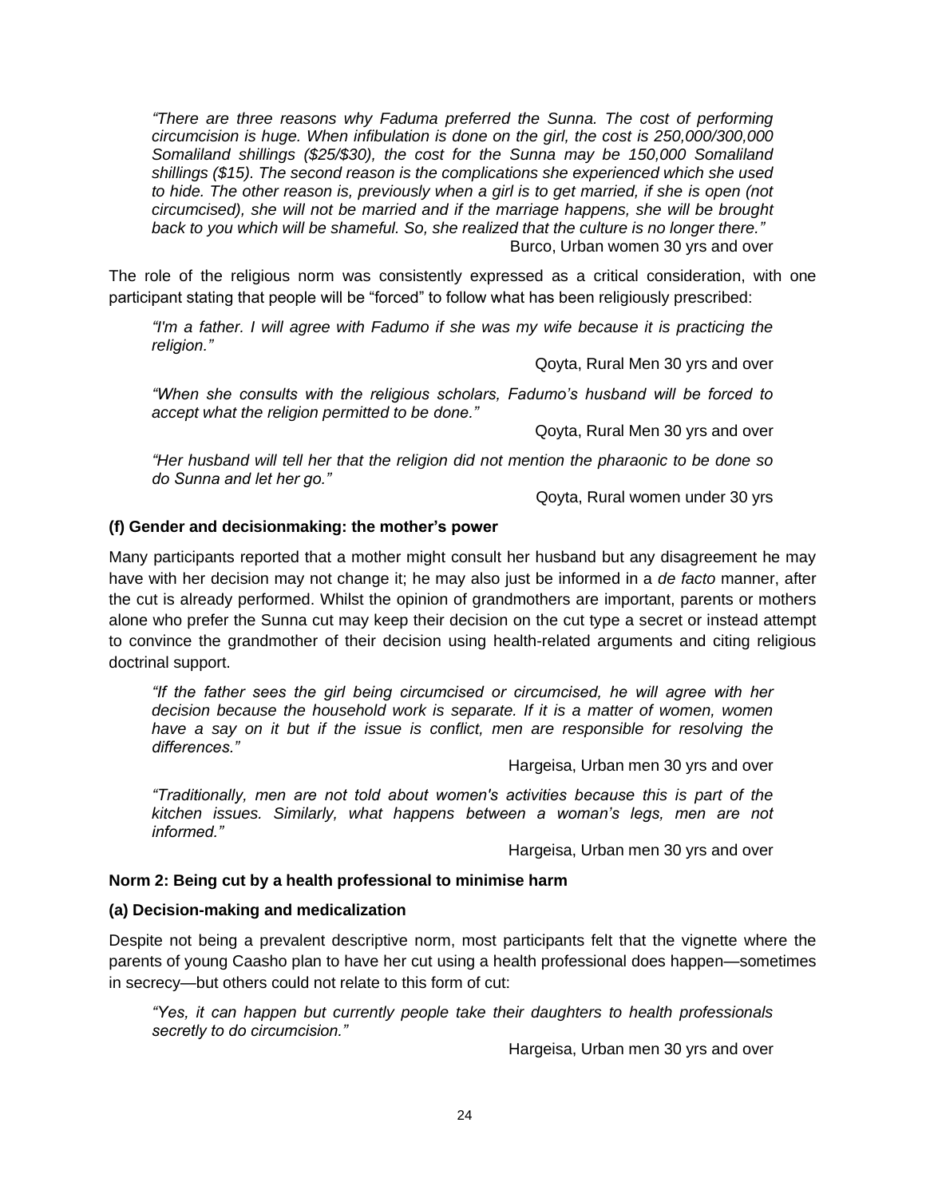*"There are three reasons why Faduma preferred the Sunna. The cost of performing circumcision is huge. When infibulation is done on the girl, the cost is 250,000/300,000 Somaliland shillings ($25/$30), the cost for the Sunna may be 150,000 Somaliland shillings ($15). The second reason is the complications she experienced which she used to hide. The other reason is, previously when a girl is to get married, if she is open (not circumcised), she will not be married and if the marriage happens, she will be brought back to you which will be shameful. So, she realized that the culture is no longer there."*

Burco, Urban women 30 yrs and over

The role of the religious norm was consistently expressed as a critical consideration, with one participant stating that people will be "forced" to follow what has been religiously prescribed:

*"I'm a father. I will agree with Fadumo if she was my wife because it is practicing the religion."*

Qoyta, Rural Men 30 yrs and over

*"When she consults with the religious scholars, Fadumo's husband will be forced to accept what the religion permitted to be done."*

Qoyta, Rural Men 30 yrs and over

*"Her husband will tell her that the religion did not mention the pharaonic to be done so do Sunna and let her go."*

Qoyta, Rural women under 30 yrs

**(f) Gender and decisionmaking: the mother's power**

Many participants reported that a mother might consult her husband but any disagreement he may have with her decision may not change it; he may also just be informed in a *de facto* manner, after the cut is already performed. Whilst the opinion of grandmothers are important, parents or mothers alone who prefer the Sunna cut may keep their decision on the cut type a secret or instead attempt to convince the grandmother of their decision using health-related arguments and citing religious doctrinal support.

*"If the father sees the girl being circumcised or circumcised, he will agree with her decision because the household work is separate. If it is a matter of women, women have a say on it but if the issue is conflict, men are responsible for resolving the differences."*

Hargeisa, Urban men 30 yrs and over

*"Traditionally, men are not told about women's activities because this is part of the kitchen issues. Similarly, what happens between a woman's legs, men are not informed."*

Hargeisa, Urban men 30 yrs and over

**Norm 2: Being cut by a health professional to minimise harm**

**(a) Decision-making and medicalization**

Despite not being a prevalent descriptive norm, most participants felt that the vignette where the parents of young Caasho plan to have her cut using a health professional does happen—sometimes in secrecy—but others could not relate to this form of cut:

*"Yes, it can happen but currently people take their daughters to health professionals secretly to do circumcision."*

Hargeisa, Urban men 30 yrs and over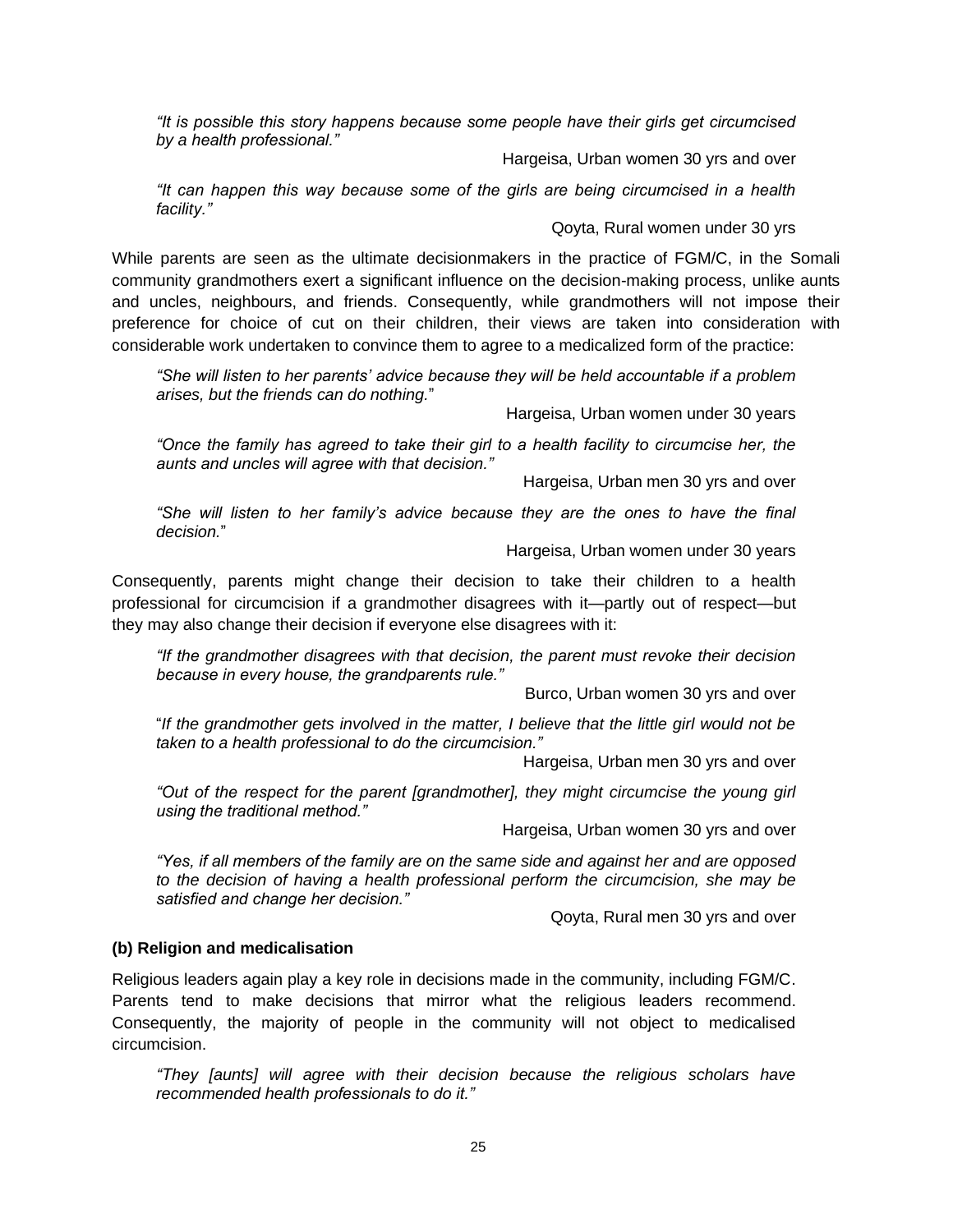*"It is possible this story happens because some people have their girls get circumcised by a health professional."*

Hargeisa, Urban women 30 yrs and over

*"It can happen this way because some of the girls are being circumcised in a health facility."*

Qoyta, Rural women under 30 yrs

While parents are seen as the ultimate decisionmakers in the practice of FGM/C, in the Somali community grandmothers exert a significant influence on the decision-making process, unlike aunts and uncles, neighbours, and friends. Consequently, while grandmothers will not impose their preference for choice of cut on their children, their views are taken into consideration with considerable work undertaken to convince them to agree to a medicalized form of the practice:

*"She will listen to her parents' advice because they will be held accountable if a problem arises, but the friends can do nothing."*

Hargeisa, Urban women under 30 years

*"Once the family has agreed to take their girl to a health facility to circumcise her, the aunts and uncles will agree with that decision."*

Hargeisa, Urban men 30 yrs and over

*"She will listen to her family's advice because they are the ones to have the final decision."*

Hargeisa, Urban women under 30 years

Consequently, parents might change their decision to take their children to a health professional for circumcision if a grandmother disagrees with it—partly out of respect—but they may also change their decision if everyone else disagrees with it:

*"If the grandmother disagrees with that decision, the parent must revoke their decision because in every house, the grandparents rule."*

Burco, Urban women 30 yrs and over

*"If the grandmother gets involved in the matter, I believe that the little girl would not be taken to a health professional to do the circumcision."*

Hargeisa, Urban men 30 yrs and over

*"Out of the respect for the parent [grandmother], they might circumcise the young girl using the traditional method."*

Hargeisa, Urban women 30 yrs and over

*"Yes, if all members of the family are on the same side and against her and are opposed to the decision of having a health professional perform the circumcision, she may be satisfied and change her decision."*

Qoyta, Rural men 30 yrs and over

**(b) Religion and medicalisation**

Religious leaders again play a key role in decisions made in the community, including FGM/C. Parents tend to make decisions that mirror what the religious leaders recommend. Consequently, the majority of people in the community will not object to medicalised circumcision.

*"They [aunts] will agree with their decision because the religious scholars have recommended health professionals to do it."*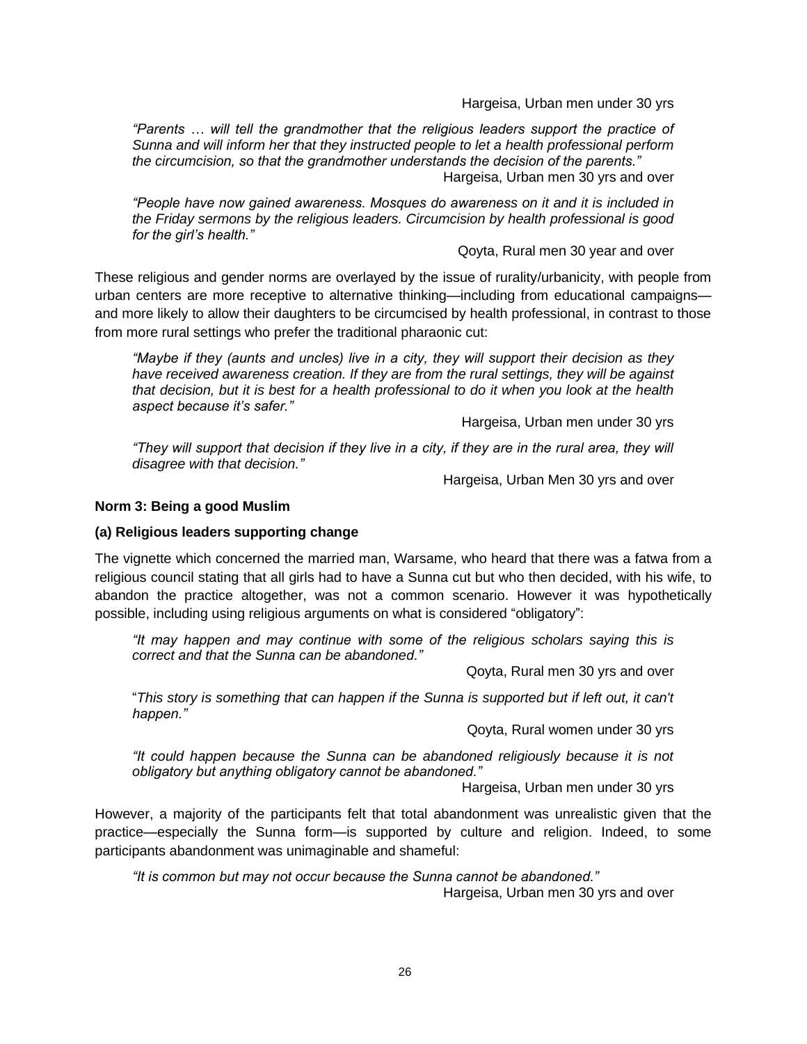Hargeisa, Urban men under 30 yrs

> *"Parents … will tell the grandmother that the religious leaders support the practice of Sunna and will inform her that they instructed people to let a health professional perform the circumcision, so that the grandmother understands the decision of the parents."*
>
> Hargeisa, Urban men 30 yrs and over

> *"People have now gained awareness. Mosques do awareness on it and it is included in the Friday sermons by the religious leaders. Circumcision by health professional is good for the girl's health."*
>
> Qoyta, Rural men 30 year and over

These religious and gender norms are overlayed by the issue of rurality/urbanicity, with people from urban centers are more receptive to alternative thinking—including from educational campaigns—and more likely to allow their daughters to be circumcised by health professional, in contrast to those from more rural settings who prefer the traditional pharaonic cut:

> *"Maybe if they (aunts and uncles) live in a city, they will support their decision as they have received awareness creation. If they are from the rural settings, they will be against that decision, but it is best for a health professional to do it when you look at the health aspect because it's safer."*
>
> Hargeisa, Urban men under 30 yrs

> *"They will support that decision if they live in a city, if they are in the rural area, they will disagree with that decision."*
>
> Hargeisa, Urban Men 30 yrs and over

**Norm 3: Being a good Muslim**

**(a) Religious leaders supporting change**

The vignette which concerned the married man, Warsame, who heard that there was a fatwa from a religious council stating that all girls had to have a Sunna cut but who then decided, with his wife, to abandon the practice altogether, was not a common scenario. However it was hypothetically possible, including using religious arguments on what is considered "obligatory":

> *"It may happen and may continue with some of the religious scholars saying this is correct and that the Sunna can be abandoned."*
>
> Qoyta, Rural men 30 yrs and over

> "*This story is something that can happen if the Sunna is supported but if left out, it can't happen."*
>
> Qoyta, Rural women under 30 yrs

> *"It could happen because the Sunna can be abandoned religiously because it is not obligatory but anything obligatory cannot be abandoned."*
>
> Hargeisa, Urban men under 30 yrs

However, a majority of the participants felt that total abandonment was unrealistic given that the practice—especially the Sunna form—is supported by culture and religion. Indeed, to some participants abandonment was unimaginable and shameful:

> *"It is common but may not occur because the Sunna cannot be abandoned."*
>
> Hargeisa, Urban men 30 yrs and over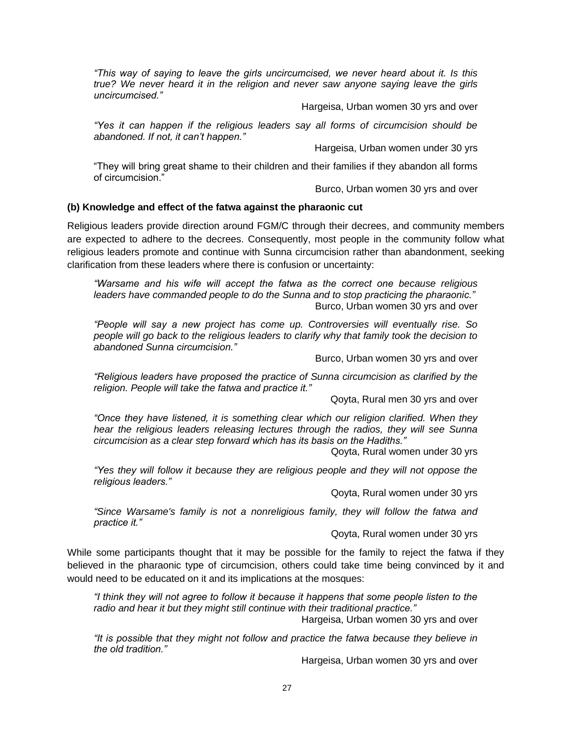*"This way of saying to leave the girls uncircumcised, we never heard about it. Is this true? We never heard it in the religion and never saw anyone saying leave the girls uncircumcised."*

Hargeisa, Urban women 30 yrs and over

*"Yes it can happen if the religious leaders say all forms of circumcision should be abandoned. If not, it can't happen."*

Hargeisa, Urban women under 30 yrs

"They will bring great shame to their children and their families if they abandon all forms of circumcision."

Burco, Urban women 30 yrs and over

**(b) Knowledge and effect of the fatwa against the pharaonic cut**

Religious leaders provide direction around FGM/C through their decrees, and community members are expected to adhere to the decrees. Consequently, most people in the community follow what religious leaders promote and continue with Sunna circumcision rather than abandonment, seeking clarification from these leaders where there is confusion or uncertainty:

*"Warsame and his wife will accept the fatwa as the correct one because religious leaders have commanded people to do the Sunna and to stop practicing the pharaonic."*

Burco, Urban women 30 yrs and over

*"People will say a new project has come up. Controversies will eventually rise. So people will go back to the religious leaders to clarify why that family took the decision to abandoned Sunna circumcision."*

Burco, Urban women 30 yrs and over

*"Religious leaders have proposed the practice of Sunna circumcision as clarified by the religion. People will take the fatwa and practice it."*

Qoyta, Rural men 30 yrs and over

*"Once they have listened, it is something clear which our religion clarified. When they hear the religious leaders releasing lectures through the radios, they will see Sunna circumcision as a clear step forward which has its basis on the Hadiths."*

Qoyta, Rural women under 30 yrs

*"Yes they will follow it because they are religious people and they will not oppose the religious leaders."*

Qoyta, Rural women under 30 yrs

*"Since Warsame's family is not a nonreligious family, they will follow the fatwa and practice it."*

Qoyta, Rural women under 30 yrs

While some participants thought that it may be possible for the family to reject the fatwa if they believed in the pharaonic type of circumcision, others could take time being convinced by it and would need to be educated on it and its implications at the mosques:

*"I think they will not agree to follow it because it happens that some people listen to the radio and hear it but they might still continue with their traditional practice."*

Hargeisa, Urban women 30 yrs and over

*"It is possible that they might not follow and practice the fatwa because they believe in the old tradition."*

Hargeisa, Urban women 30 yrs and over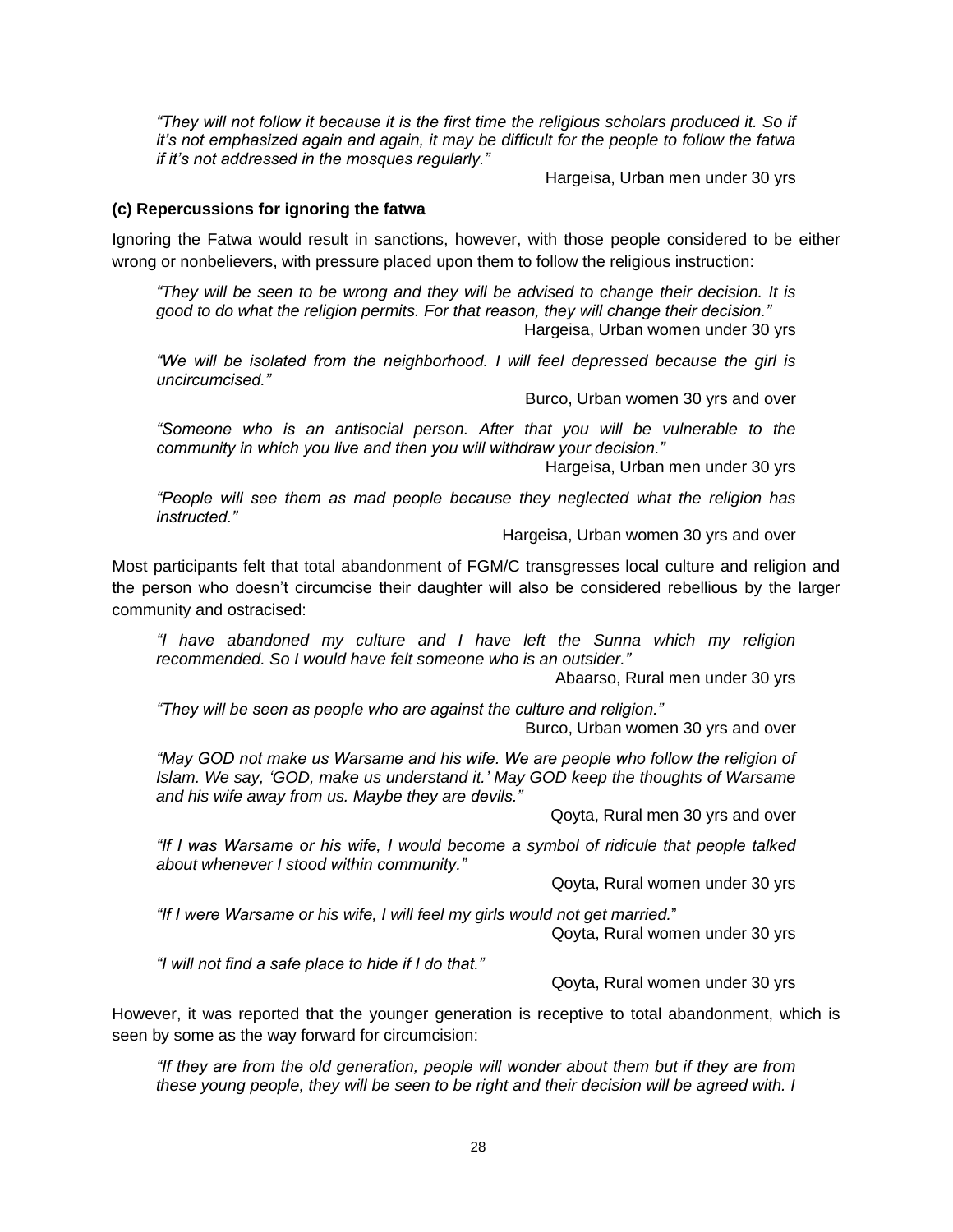*"They will not follow it because it is the first time the religious scholars produced it. So if it's not emphasized again and again, it may be difficult for the people to follow the fatwa if it's not addressed in the mosques regularly."*

Hargeisa, Urban men under 30 yrs

**(c) Repercussions for ignoring the fatwa**

Ignoring the Fatwa would result in sanctions, however, with those people considered to be either wrong or nonbelievers, with pressure placed upon them to follow the religious instruction:

*"They will be seen to be wrong and they will be advised to change their decision. It is good to do what the religion permits. For that reason, they will change their decision."*

Hargeisa, Urban women under 30 yrs

*"We will be isolated from the neighborhood. I will feel depressed because the girl is uncircumcised."*

Burco, Urban women 30 yrs and over

*"Someone who is an antisocial person. After that you will be vulnerable to the community in which you live and then you will withdraw your decision."*

Hargeisa, Urban men under 30 yrs

*"People will see them as mad people because they neglected what the religion has instructed."*

Hargeisa, Urban women 30 yrs and over

Most participants felt that total abandonment of FGM/C transgresses local culture and religion and the person who doesn't circumcise their daughter will also be considered rebellious by the larger community and ostracised:

*"I have abandoned my culture and I have left the Sunna which my religion recommended. So I would have felt someone who is an outsider."*

Abaarso, Rural men under 30 yrs

*"They will be seen as people who are against the culture and religion."*

Burco, Urban women 30 yrs and over

*"May GOD not make us Warsame and his wife. We are people who follow the religion of Islam. We say, 'GOD, make us understand it.' May GOD keep the thoughts of Warsame and his wife away from us. Maybe they are devils."*

Qoyta, Rural men 30 yrs and over

*"If I was Warsame or his wife, I would become a symbol of ridicule that people talked about whenever I stood within community."*

Qoyta, Rural women under 30 yrs

*"If I were Warsame or his wife, I will feel my girls would not get married."*

Qoyta, Rural women under 30 yrs

*"I will not find a safe place to hide if I do that."*

Qoyta, Rural women under 30 yrs

However, it was reported that the younger generation is receptive to total abandonment, which is seen by some as the way forward for circumcision:

*"If they are from the old generation, people will wonder about them but if they are from these young people, they will be seen to be right and their decision will be agreed with. I*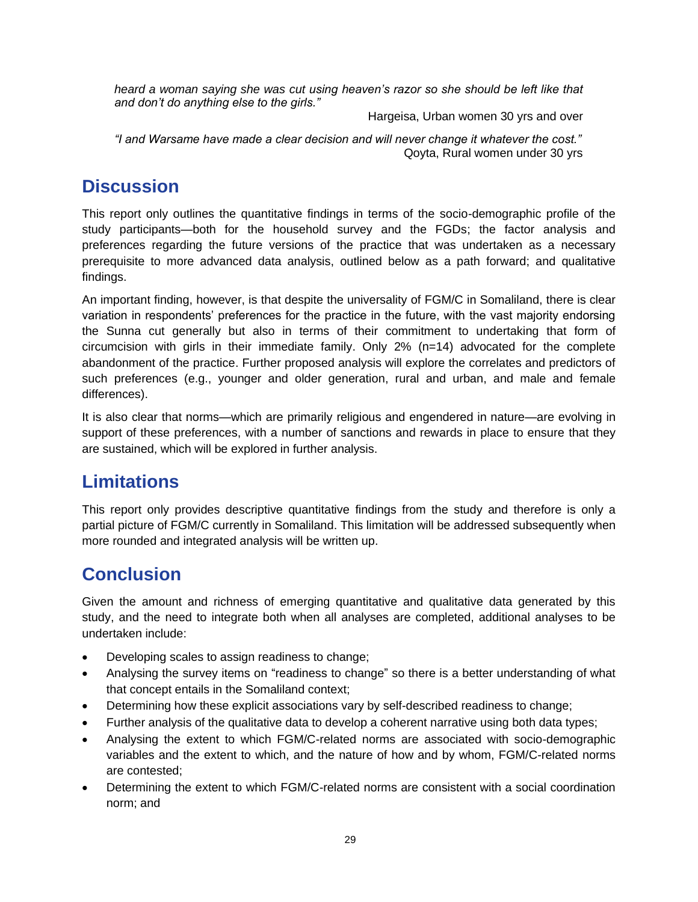*heard a woman saying she was cut using heaven's razor so she should be left like that and don't do anything else to the girls."*

Hargeisa, Urban women 30 yrs and over

*"I and Warsame have made a clear decision and will never change it whatever the cost."*

Qoyta, Rural women under 30 yrs

# Discussion

This report only outlines the quantitative findings in terms of the socio-demographic profile of the study participants—both for the household survey and the FGDs; the factor analysis and preferences regarding the future versions of the practice that was undertaken as a necessary prerequisite to more advanced data analysis, outlined below as a path forward; and qualitative findings.

An important finding, however, is that despite the universality of FGM/C in Somaliland, there is clear variation in respondents' preferences for the practice in the future, with the vast majority endorsing the Sunna cut generally but also in terms of their commitment to undertaking that form of circumcision with girls in their immediate family. Only 2% (n=14) advocated for the complete abandonment of the practice. Further proposed analysis will explore the correlates and predictors of such preferences (e.g., younger and older generation, rural and urban, and male and female differences).

It is also clear that norms—which are primarily religious and engendered in nature—are evolving in support of these preferences, with a number of sanctions and rewards in place to ensure that they are sustained, which will be explored in further analysis.

# Limitations

This report only provides descriptive quantitative findings from the study and therefore is only a partial picture of FGM/C currently in Somaliland. This limitation will be addressed subsequently when more rounded and integrated analysis will be written up.

# Conclusion

Given the amount and richness of emerging quantitative and qualitative data generated by this study, and the need to integrate both when all analyses are completed, additional analyses to be undertaken include:

- Developing scales to assign readiness to change;
- Analysing the survey items on "readiness to change" so there is a better understanding of what that concept entails in the Somaliland context;
- Determining how these explicit associations vary by self-described readiness to change;
- Further analysis of the qualitative data to develop a coherent narrative using both data types;
- Analysing the extent to which FGM/C-related norms are associated with socio-demographic variables and the extent to which, and the nature of how and by whom, FGM/C-related norms are contested;
- Determining the extent to which FGM/C-related norms are consistent with a social coordination norm; and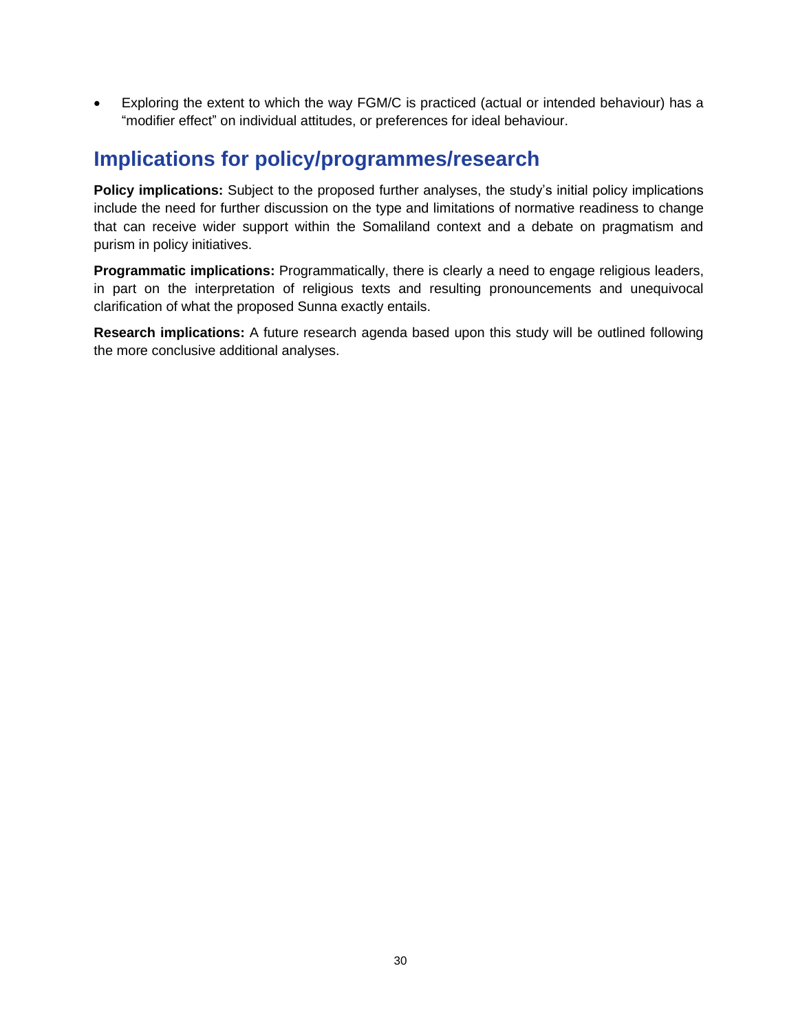- Exploring the extent to which the way FGM/C is practiced (actual or intended behaviour) has a "modifier effect" on individual attitudes, or preferences for ideal behaviour.

## Implications for policy/programmes/research

**Policy implications:** Subject to the proposed further analyses, the study's initial policy implications include the need for further discussion on the type and limitations of normative readiness to change that can receive wider support within the Somaliland context and a debate on pragmatism and purism in policy initiatives.

**Programmatic implications:** Programmatically, there is clearly a need to engage religious leaders, in part on the interpretation of religious texts and resulting pronouncements and unequivocal clarification of what the proposed Sunna exactly entails.

**Research implications:** A future research agenda based upon this study will be outlined following the more conclusive additional analyses.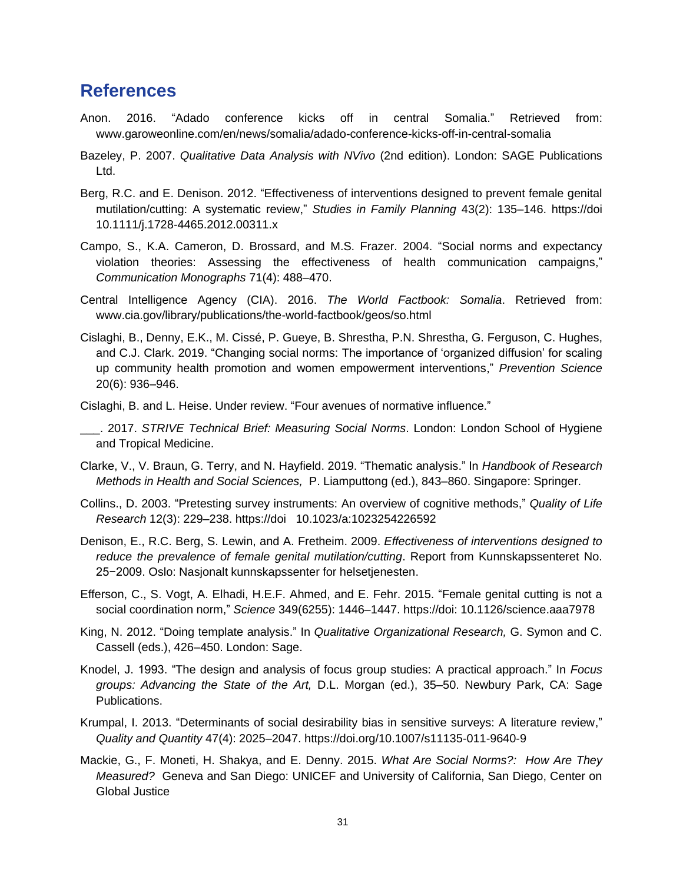## References

Anon. 2016. "Adado conference kicks off in central Somalia." Retrieved from: www.garoweonline.com/en/news/somalia/adado-conference-kicks-off-in-central-somalia

Bazeley, P. 2007. *Qualitative Data Analysis with NVivo* (2nd edition). London: SAGE Publications Ltd.

Berg, R.C. and E. Denison. 2012. "Effectiveness of interventions designed to prevent female genital mutilation/cutting: A systematic review," *Studies in Family Planning* 43(2): 135–146. https://doi 10.1111/j.1728-4465.2012.00311.x

Campo, S., K.A. Cameron, D. Brossard, and M.S. Frazer. 2004. "Social norms and expectancy violation theories: Assessing the effectiveness of health communication campaigns," *Communication Monographs* 71(4): 488–470.

Central Intelligence Agency (CIA). 2016. *The World Factbook: Somalia*. Retrieved from: www.cia.gov/library/publications/the-world-factbook/geos/so.html

Cislaghi, B., Denny, E.K., M. Cissé, P. Gueye, B. Shrestha, P.N. Shrestha, G. Ferguson, C. Hughes, and C.J. Clark. 2019. "Changing social norms: The importance of 'organized diffusion' for scaling up community health promotion and women empowerment interventions," *Prevention Science* 20(6): 936–946.

Cislaghi, B. and L. Heise. Under review. "Four avenues of normative influence."

\_\_\_. 2017. *STRIVE Technical Brief: Measuring Social Norms*. London: London School of Hygiene and Tropical Medicine.

Clarke, V., V. Braun, G. Terry, and N. Hayfield. 2019. "Thematic analysis." In *Handbook of Research Methods in Health and Social Sciences,* P. Liamputtong (ed.), 843–860. Singapore: Springer.

Collins., D. 2003. "Pretesting survey instruments: An overview of cognitive methods," *Quality of Life Research* 12(3): 229–238. https://doi 10.1023/a:1023254226592

Denison, E., R.C. Berg, S. Lewin, and A. Fretheim. 2009. *Effectiveness of interventions designed to reduce the prevalence of female genital mutilation/cutting*. Report from Kunnskapssenteret No. 25−2009. Oslo: Nasjonalt kunnskapssenter for helsetjenesten.

Efferson, C., S. Vogt, A. Elhadi, H.E.F. Ahmed, and E. Fehr. 2015. "Female genital cutting is not a social coordination norm," *Science* 349(6255): 1446–1447. https://doi: 10.1126/science.aaa7978

King, N. 2012. "Doing template analysis." In *Qualitative Organizational Research,* G. Symon and C. Cassell (eds.), 426–450. London: Sage.

Knodel, J. 1993. "The design and analysis of focus group studies: A practical approach." In *Focus groups: Advancing the State of the Art,* D.L. Morgan (ed.), 35–50. Newbury Park, CA: Sage Publications.

Krumpal, I. 2013. "Determinants of social desirability bias in sensitive surveys: A literature review," *Quality and Quantity* 47(4): 2025–2047. https://doi.org/10.1007/s11135-011-9640-9

Mackie, G., F. Moneti, H. Shakya, and E. Denny. 2015. *What Are Social Norms?: How Are They Measured?* Geneva and San Diego: UNICEF and University of California, San Diego, Center on Global Justice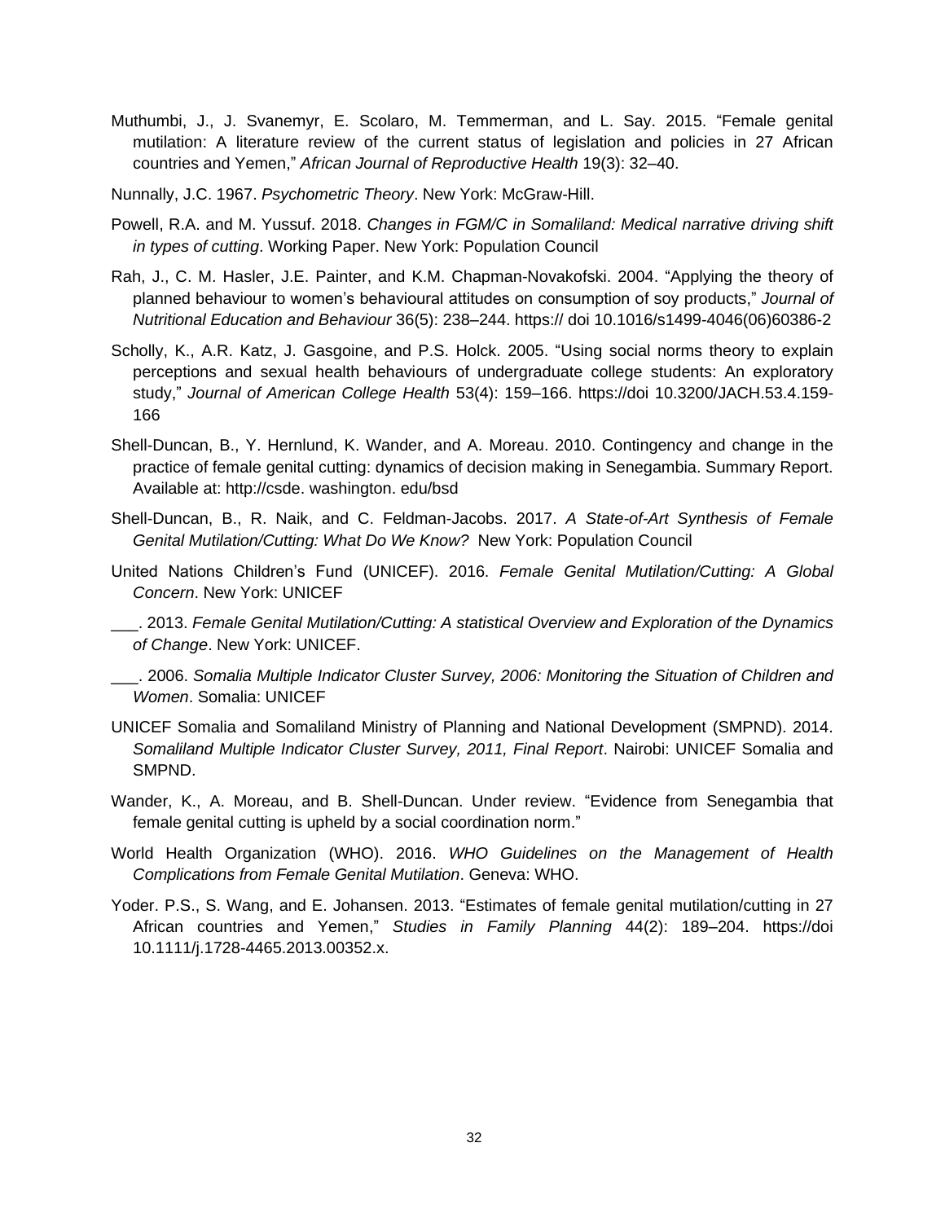Muthumbi, J., J. Svanemyr, E. Scolaro, M. Temmerman, and L. Say. 2015. “Female genital mutilation: A literature review of the current status of legislation and policies in 27 African countries and Yemen,” *African Journal of Reproductive Health* 19(3): 32–40.

Nunnally, J.C. 1967. *Psychometric Theory*. New York: McGraw-Hill.

Powell, R.A. and M. Yussuf. 2018. *Changes in FGM/C in Somaliland: Medical narrative driving shift in types of cutting*. Working Paper. New York: Population Council

Rah, J., C. M. Hasler, J.E. Painter, and K.M. Chapman-Novakofski. 2004. “Applying the theory of planned behaviour to women’s behavioural attitudes on consumption of soy products,” *Journal of Nutritional Education and Behaviour* 36(5): 238–244. https:// doi 10.1016/s1499-4046(06)60386-2

Scholly, K., A.R. Katz, J. Gasgoine, and P.S. Holck. 2005. “Using social norms theory to explain perceptions and sexual health behaviours of undergraduate college students: An exploratory study,” *Journal of American College Health* 53(4): 159–166. https://doi 10.3200/JACH.53.4.159-166

Shell-Duncan, B., Y. Hernlund, K. Wander, and A. Moreau. 2010. Contingency and change in the practice of female genital cutting: dynamics of decision making in Senegambia. Summary Report. Available at: http://csde. washington. edu/bsd

Shell-Duncan, B., R. Naik, and C. Feldman-Jacobs. 2017. *A State-of-Art Synthesis of Female Genital Mutilation/Cutting: What Do We Know?* New York: Population Council

United Nations Children’s Fund (UNICEF). 2016. *Female Genital Mutilation/Cutting: A Global Concern*. New York: UNICEF

___. 2013. *Female Genital Mutilation/Cutting: A statistical Overview and Exploration of the Dynamics of Change*. New York: UNICEF.

___. 2006. *Somalia Multiple Indicator Cluster Survey, 2006: Monitoring the Situation of Children and Women*. Somalia: UNICEF

UNICEF Somalia and Somaliland Ministry of Planning and National Development (SMPND). 2014. *Somaliland Multiple Indicator Cluster Survey, 2011, Final Report*. Nairobi: UNICEF Somalia and SMPND.

Wander, K., A. Moreau, and B. Shell-Duncan. Under review. “Evidence from Senegambia that female genital cutting is upheld by a social coordination norm.”

World Health Organization (WHO). 2016. *WHO Guidelines on the Management of Health Complications from Female Genital Mutilation*. Geneva: WHO.

Yoder. P.S., S. Wang, and E. Johansen. 2013. “Estimates of female genital mutilation/cutting in 27 African countries and Yemen,” *Studies in Family Planning* 44(2): 189–204. https://doi 10.1111/j.1728-4465.2013.00352.x.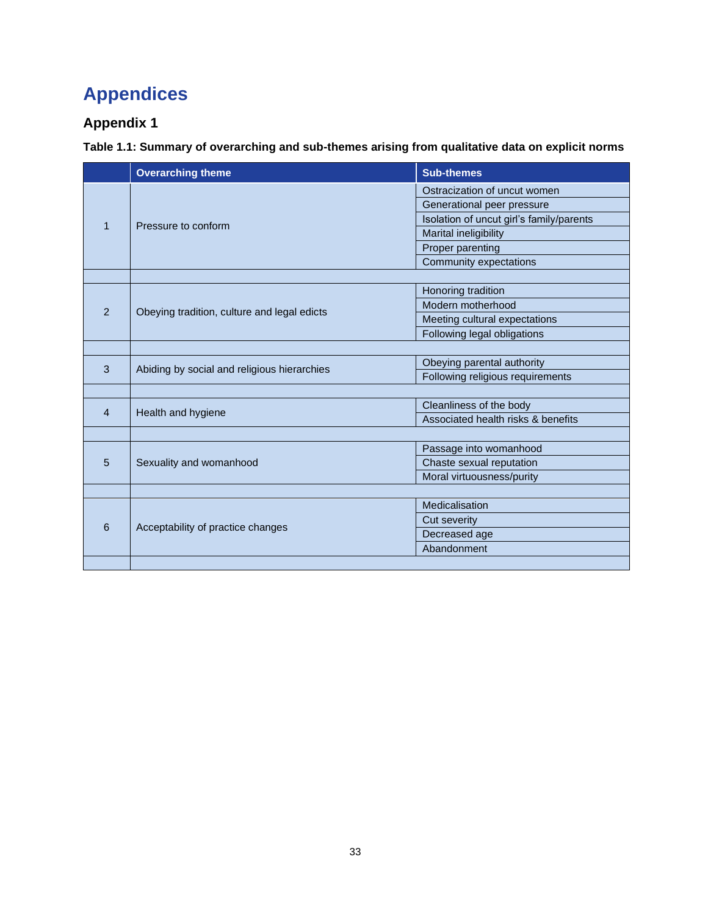# Appendices

## Appendix 1

**Table 1.1: Summary of overarching and sub-themes arising from qualitative data on explicit norms**

| | Overarching theme | Sub-themes |
|---|---|---|
| 1 | Pressure to conform | Ostracization of uncut women |
| | | Generational peer pressure |
| | | Isolation of uncut girl's family/parents |
| | | Marital ineligibility |
| | | Proper parenting |
| | | Community expectations |
| | | |
| 2 | Obeying tradition, culture and legal edicts | Honoring tradition |
| | | Modern motherhood |
| | | Meeting cultural expectations |
| | | Following legal obligations |
| | | |
| 3 | Abiding by social and religious hierarchies | Obeying parental authority |
| | | Following religious requirements |
| | | |
| 4 | Health and hygiene | Cleanliness of the body |
| | | Associated health risks & benefits |
| | | |
| 5 | Sexuality and womanhood | Passage into womanhood |
| | | Chaste sexual reputation |
| | | Moral virtuousness/purity |
| | | |
| 6 | Acceptability of practice changes | Medicalisation |
| | | Cut severity |
| | | Decreased age |
| | | Abandonment |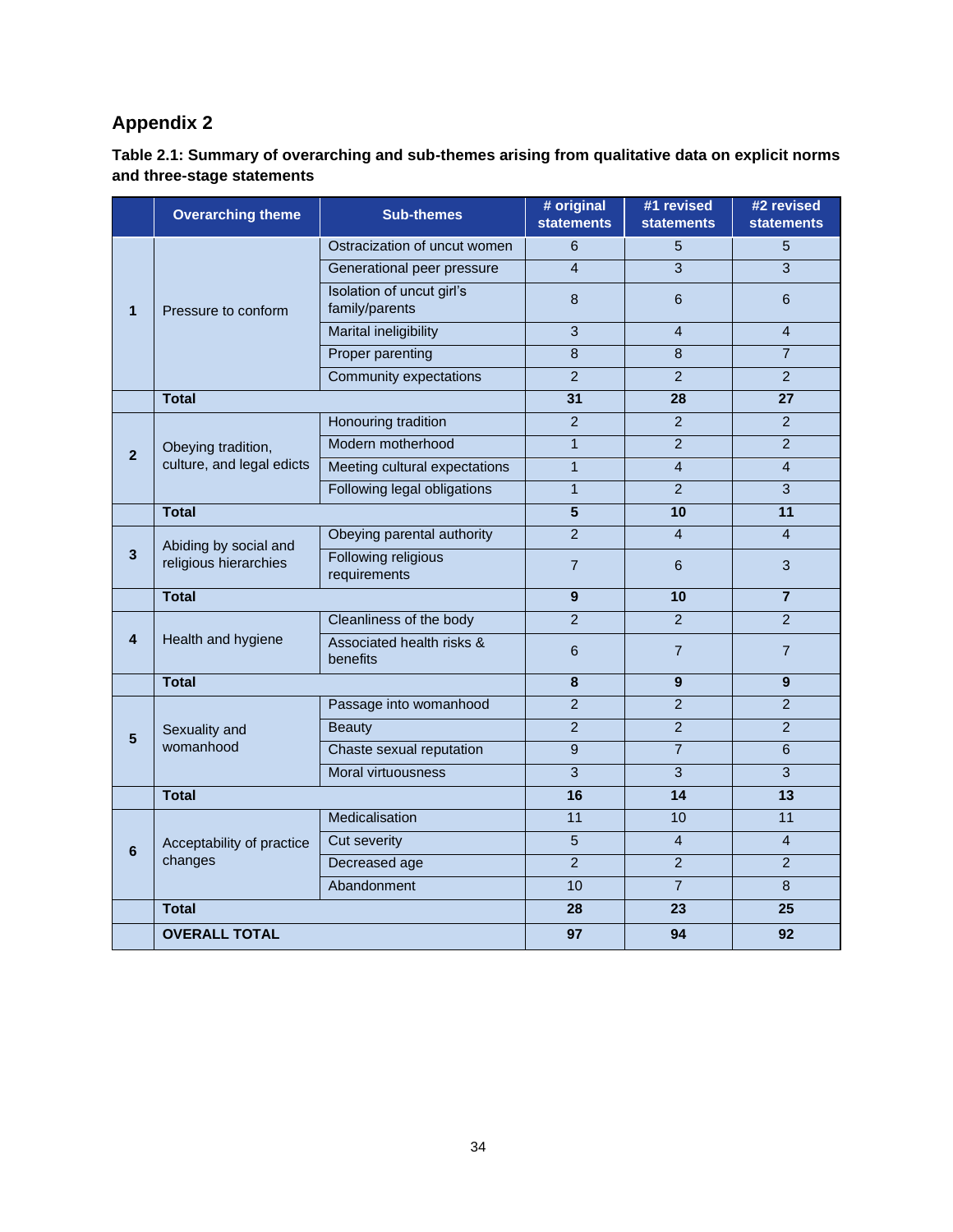## Appendix 2

**Table 2.1: Summary of overarching and sub-themes arising from qualitative data on explicit norms and three-stage statements**

| | Overarching theme | Sub-themes | # original statements | #1 revised statements | #2 revised statements |
|---|---|---|---|---|---|
| 1 | Pressure to conform | Ostracization of uncut women | 6 | 5 | 5 |
| | | Generational peer pressure | 4 | 3 | 3 |
| | | Isolation of uncut girl's family/parents | 8 | 6 | 6 |
| | | Marital ineligibility | 3 | 4 | 4 |
| | | Proper parenting | 8 | 8 | 7 |
| | | Community expectations | 2 | 2 | 2 |
| | **Total** | | **31** | **28** | **27** |
| 2 | Obeying tradition, culture, and legal edicts | Honouring tradition | 2 | 2 | 2 |
| | | Modern motherhood | 1 | 2 | 2 |
| | | Meeting cultural expectations | 1 | 4 | 4 |
| | | Following legal obligations | 1 | 2 | 3 |
| | **Total** | | **5** | **10** | **11** |
| 3 | Abiding by social and religious hierarchies | Obeying parental authority | 2 | 4 | 4 |
| | | Following religious requirements | 7 | 6 | 3 |
| | **Total** | | **9** | **10** | **7** |
| 4 | Health and hygiene | Cleanliness of the body | 2 | 2 | 2 |
| | | Associated health risks & benefits | 6 | 7 | 7 |
| | **Total** | | **8** | **9** | **9** |
| 5 | Sexuality and womanhood | Passage into womanhood | 2 | 2 | 2 |
| | | Beauty | 2 | 2 | 2 |
| | | Chaste sexual reputation | 9 | 7 | 6 |
| | | Moral virtuousness | 3 | 3 | 3 |
| | **Total** | | **16** | **14** | **13** |
| 6 | Acceptability of practice changes | Medicalisation | 11 | 10 | 11 |
| | | Cut severity | 5 | 4 | 4 |
| | | Decreased age | 2 | 2 | 2 |
| | | Abandonment | 10 | 7 | 8 |
| | **Total** | | **28** | **23** | **25** |
| | **OVERALL TOTAL** | | **97** | **94** | **92** |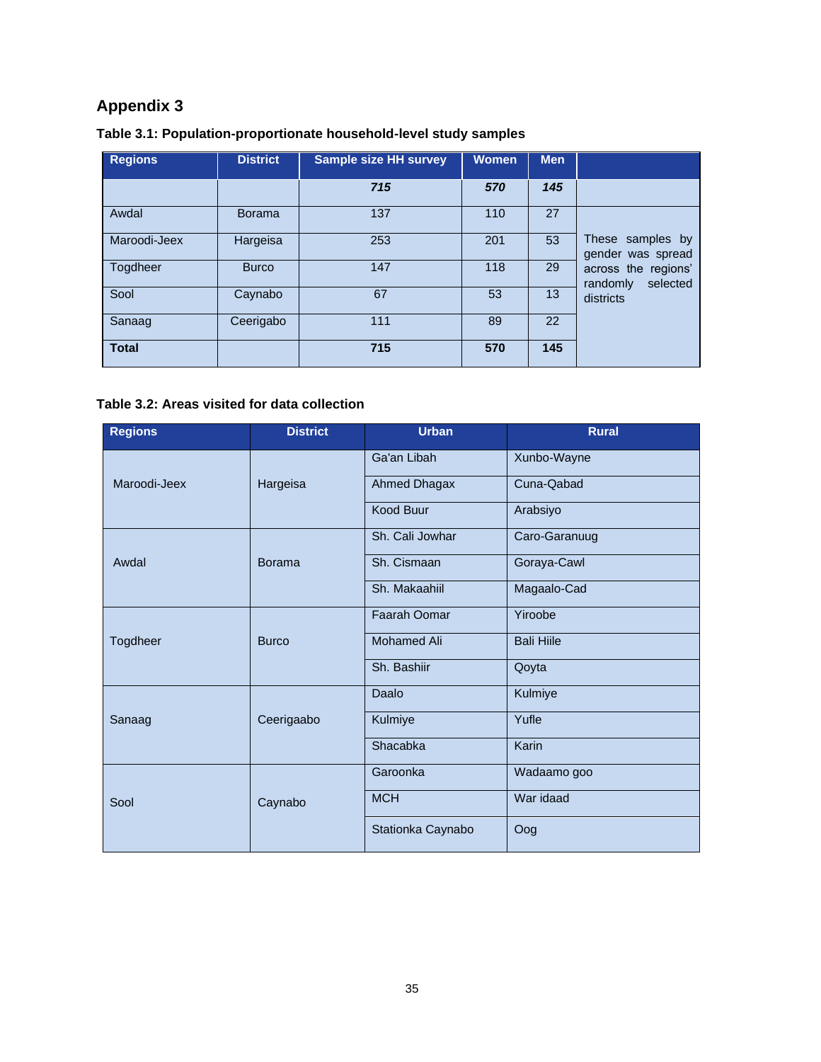# Appendix 3

**Table 3.1: Population-proportionate household-level study samples**

| Regions | District | Sample size HH survey | Women | Men | |
|---|---|---|---|---|---|
| | | ***715*** | ***570*** | ***145*** | |
| Awdal | Borama | 137 | 110 | 27 | These samples by gender was spread across the regions' randomly selected districts |
| Maroodi-Jeex | Hargeisa | 253 | 201 | 53 | |
| Togdheer | Burco | 147 | 118 | 29 | |
| Sool | Caynabo | 67 | 53 | 13 | |
| Sanaag | Ceerigabo | 111 | 89 | 22 | |
| **Total** | | **715** | **570** | **145** | |

**Table 3.2: Areas visited for data collection**

| Regions | District | Urban | Rural |
|---|---|---|---|
| Maroodi-Jeex | Hargeisa | Ga'an Libah | Xunbo-Wayne |
| | | Ahmed Dhagax | Cuna-Qabad |
| | | Kood Buur | Arabsiyo |
| Awdal | Borama | Sh. Cali Jowhar | Caro-Garanuug |
| | | Sh. Cismaan | Goraya-Cawl |
| | | Sh. Makaahiil | Magaalo-Cad |
| Togdheer | Burco | Faarah Oomar | Yiroobe |
| | | Mohamed Ali | Bali Hiile |
| | | Sh. Bashiir | Qoyta |
| Sanaag | Ceerigaabo | Daalo | Kulmiye |
| | | Kulmiye | Yufle |
| | | Shacabka | Karin |
| Sool | Caynabo | Garoonka | Wadaamo goo |
| | | MCH | War idaad |
| | | Stationka Caynabo | Oog |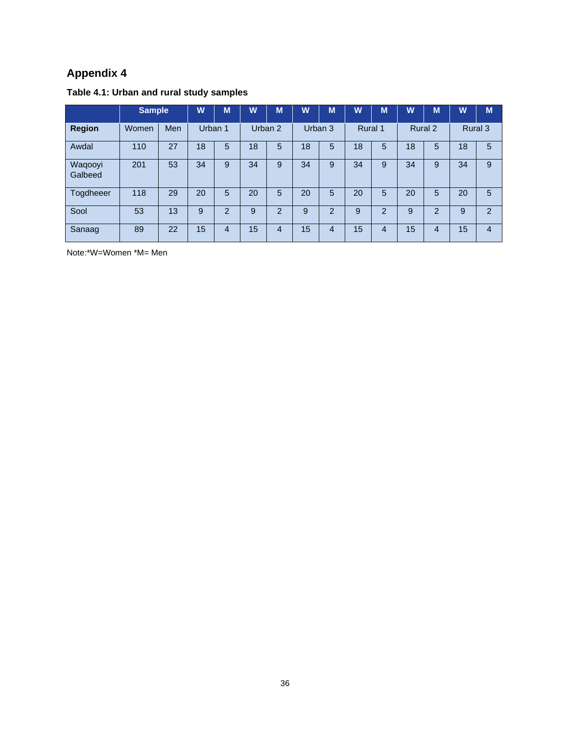# Appendix 4

**Table 4.1: Urban and rural study samples**

| | Sample | | W | M | W | M | W | M | W | M | W | M | W | M |
|---|---|---|---|---|---|---|---|---|---|---|---|---|---|---|
| **Region** | Women | Men | Urban 1 | | Urban 2 | | Urban 3 | | Rural 1 | | Rural 2 | | Rural 3 | |
| Awdal | 110 | 27 | 18 | 5 | 18 | 5 | 18 | 5 | 18 | 5 | 18 | 5 | 18 | 5 |
| Waqooyi Galbeed | 201 | 53 | 34 | 9 | 34 | 9 | 34 | 9 | 34 | 9 | 34 | 9 | 34 | 9 |
| Togdheeer | 118 | 29 | 20 | 5 | 20 | 5 | 20 | 5 | 20 | 5 | 20 | 5 | 20 | 5 |
| Sool | 53 | 13 | 9 | 2 | 9 | 2 | 9 | 2 | 9 | 2 | 9 | 2 | 9 | 2 |
| Sanaag | 89 | 22 | 15 | 4 | 15 | 4 | 15 | 4 | 15 | 4 | 15 | 4 | 15 | 4 |

Note:*W=Women *M= Men